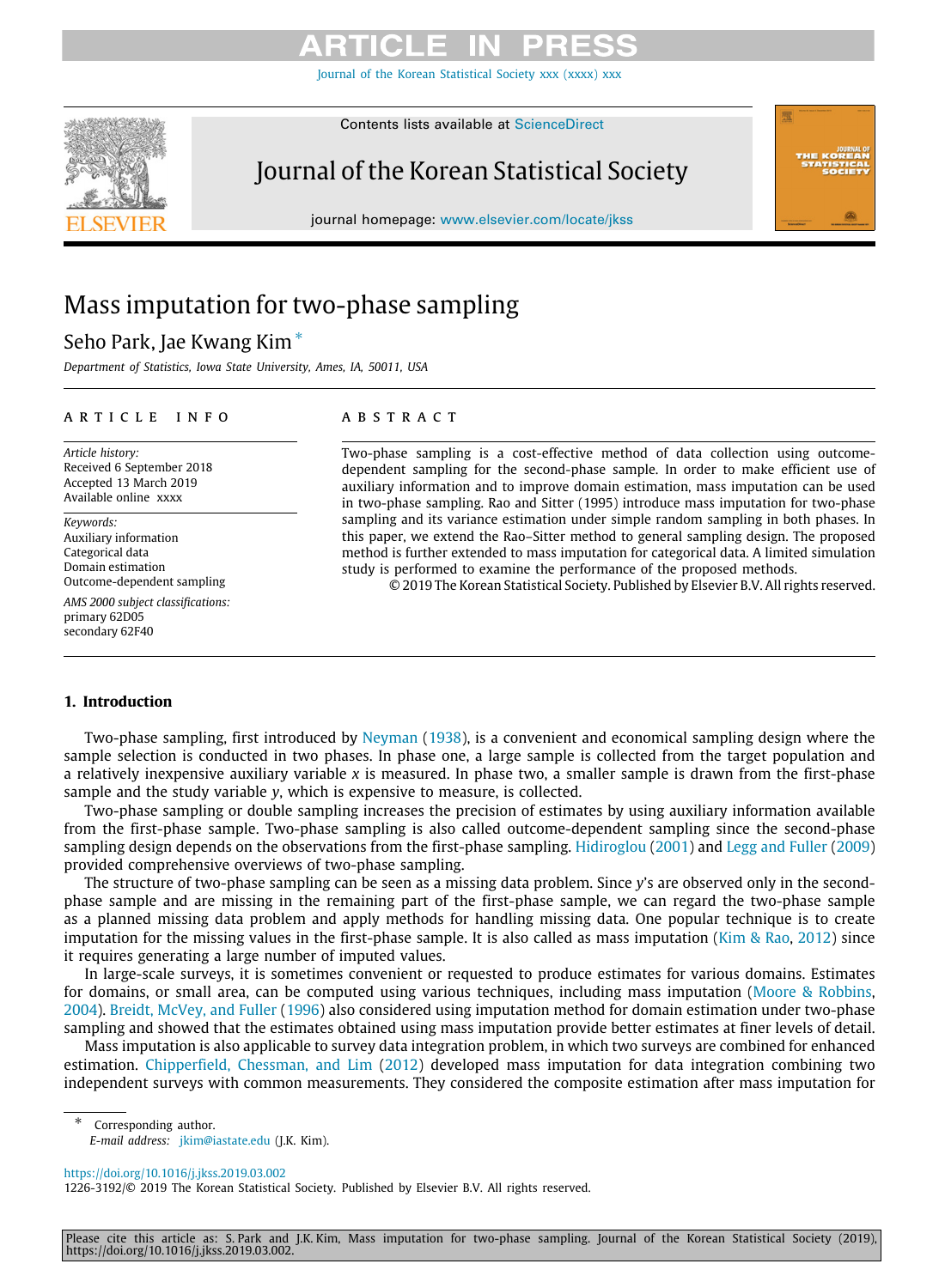# Mass imputation for two-phase sampling

Seho Park, Jae Kwang Kim [*]

*Department of Statistics, Iowa State University, Ames, IA, 50011, USA*

## ARTICLE INFO

*Article history:*
Received 6 September 2018
Accepted 13 March 2019
Available online xxxx

*Keywords:*
Auxiliary information
Categorical data
Domain estimation
Outcome-dependent sampling

*AMS 2000 subject classifications:*
primary 62D05
secondary 62F40

## ABSTRACT

Two-phase sampling is a cost-effective method of data collection using outcome-dependent sampling for the second-phase sample. In order to make efficient use of auxiliary information and to improve domain estimation, mass imputation can be used in two-phase sampling. Rao and Sitter (1995) introduce mass imputation for two-phase sampling and its variance estimation under simple random sampling in both phases. In this paper, we extend the Rao–Sitter method to general sampling design. The proposed method is further extended to mass imputation for categorical data. A limited simulation study is performed to examine the performance of the proposed methods.

© 2019 The Korean Statistical Society. Published by Elsevier B.V. All rights reserved.

## 1. Introduction

Two-phase sampling, first introduced by Neyman (1938), is a convenient and economical sampling design where the sample selection is conducted in two phases. In phase one, a large sample is collected from the target population and a relatively inexpensive auxiliary variable $x$ is measured. In phase two, a smaller sample is drawn from the first-phase sample and the study variable $y$, which is expensive to measure, is collected.

Two-phase sampling or double sampling increases the precision of estimates by using auxiliary information available from the first-phase sample. Two-phase sampling is also called outcome-dependent sampling since the second-phase sampling design depends on the observations from the first-phase sampling. Hidiroglou (2001) and Legg and Fuller (2009) provided comprehensive overviews of two-phase sampling.

The structure of two-phase sampling can be seen as a missing data problem. Since $y$'s are observed only in the second-phase sample and are missing in the remaining part of the first-phase sample, we can regard the two-phase sample as a planned missing data problem and apply methods for handling missing data. One popular technique is to create imputation for the missing values in the first-phase sample. It is also called as mass imputation (Kim & Rao, 2012) since it requires generating a large number of imputed values.

In large-scale surveys, it is sometimes convenient or requested to produce estimates for various domains. Estimates for domains, or small area, can be computed using various techniques, including mass imputation (Moore & Robbins, 2004). Breidt, McVey, and Fuller (1996) also considered using imputation method for domain estimation under two-phase sampling and showed that the estimates obtained using mass imputation provide better estimates at finer levels of detail.

Mass imputation is also applicable to survey data integration problem, in which two surveys are combined for enhanced estimation. Chipperfield, Chessman, and Lim (2012) developed mass imputation for data integration combining two independent surveys with common measurements. They considered the composite estimation after mass imputation for

---

[*] Corresponding author.
*E-mail address:* jkim@iastate.edu (J.K. Kim).

https://doi.org/10.1016/j.jkss.2019.03.002
1226-3192/© 2019 The Korean Statistical Society. Published by Elsevier B.V. All rights reserved.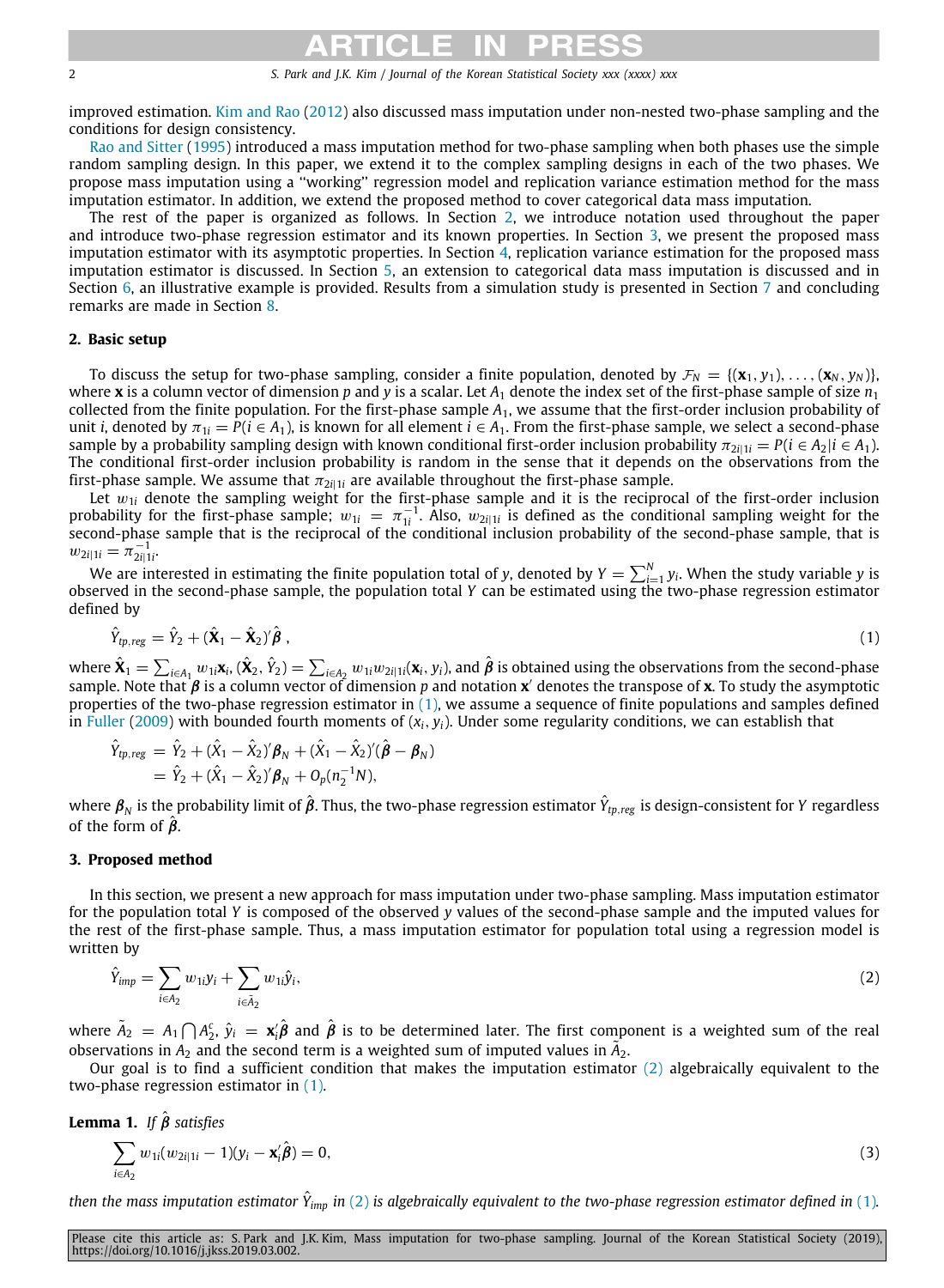improved estimation. Kim and Rao (2012) also discussed mass imputation under non-nested two-phase sampling and the conditions for design consistency.

Rao and Sitter (1995) introduced a mass imputation method for two-phase sampling when both phases use the simple random sampling design. In this paper, we extend it to the complex sampling designs in each of the two phases. We propose mass imputation using a "working" regression model and replication variance estimation method for the mass imputation estimator. In addition, we extend the proposed method to cover categorical data mass imputation.

The rest of the paper is organized as follows. In Section 2, we introduce notation used throughout the paper and introduce two-phase regression estimator and its known properties. In Section 3, we present the proposed mass imputation estimator with its asymptotic properties. In Section 4, replication variance estimation for the proposed mass imputation estimator is discussed. In Section 5, an extension to categorical data mass imputation is discussed and in Section 6, an illustrative example is provided. Results from a simulation study is presented in Section 7 and concluding remarks are made in Section 8.

## 2. Basic setup

To discuss the setup for two-phase sampling, consider a finite population, denoted by $\mathcal{F}_N = \{(\mathbf{x}_1, y_1), \ldots, (\mathbf{x}_N, y_N)\}$, where $\mathbf{x}$ is a column vector of dimension $p$ and $y$ is a scalar. Let $A_1$ denote the index set of the first-phase sample of size $n_1$ collected from the finite population. For the first-phase sample $A_1$, we assume that the first-order inclusion probability of unit $i$, denoted by $\pi_{1i} = P(i \in A_1)$, is known for all element $i \in A_1$. From the first-phase sample, we select a second-phase sample by a probability sampling design with known conditional first-order inclusion probability $\pi_{2i|1i} = P(i \in A_2 | i \in A_1)$. The conditional first-order inclusion probability is random in the sense that it depends on the observations from the first-phase sample. We assume that $\pi_{2i|1i}$ are available throughout the first-phase sample.

Let $w_{1i}$ denote the sampling weight for the first-phase sample and it is the reciprocal of the first-order inclusion probability for the first-phase sample; $w_{1i} = \pi_{1i}^{-1}$. Also, $w_{2i|1i}$ is defined as the conditional sampling weight for the second-phase sample that is the reciprocal of the conditional inclusion probability of the second-phase sample, that is $w_{2i|1i} = \pi_{2i|1i}^{-1}$.

We are interested in estimating the finite population total of $y$, denoted by $Y = \sum_{i=1}^{N} y_i$. When the study variable $y$ is observed in the second-phase sample, the population total $Y$ can be estimated using the two-phase regression estimator defined by

$$\hat{Y}_{tp,reg} = \hat{Y}_2 + (\hat{\mathbf{X}}_1 - \hat{\mathbf{X}}_2)'\hat{\boldsymbol{\beta}}\ , \tag{1}$$

where $\hat{\mathbf{X}}_1 = \sum_{i \in A_1} w_{1i}\mathbf{x}_i$, $(\hat{\mathbf{X}}_2, \hat{Y}_2) = \sum_{i \in A_2} w_{1i} w_{2i|1i}(\mathbf{x}_i, y_i)$, and $\hat{\boldsymbol{\beta}}$ is obtained using the observations from the second-phase sample. Note that $\boldsymbol{\beta}$ is a column vector of dimension $p$ and notation $\mathbf{x}'$ denotes the transpose of $\mathbf{x}$. To study the asymptotic properties of the two-phase regression estimator in (1), we assume a sequence of finite populations and samples defined in Fuller (2009) with bounded fourth moments of $(x_i, y_i)$. Under some regularity conditions, we can establish that

$$\begin{aligned}
\hat{Y}_{tp,reg} &= \hat{Y}_2 + (\hat{X}_1 - \hat{X}_2)'\boldsymbol{\beta}_N + (\hat{X}_1 - \hat{X}_2)'(\hat{\boldsymbol{\beta}} - \boldsymbol{\beta}_N) \\
&= \hat{Y}_2 + (\hat{X}_1 - \hat{X}_2)'\boldsymbol{\beta}_N + O_p(n_2^{-1}N),
\end{aligned}$$

where $\boldsymbol{\beta}_N$ is the probability limit of $\hat{\boldsymbol{\beta}}$. Thus, the two-phase regression estimator $\hat{Y}_{tp,reg}$ is design-consistent for $Y$ regardless of the form of $\hat{\boldsymbol{\beta}}$.

## 3. Proposed method

In this section, we present a new approach for mass imputation under two-phase sampling. Mass imputation estimator for the population total $Y$ is composed of the observed $y$ values of the second-phase sample and the imputed values for the rest of the first-phase sample. Thus, a mass imputation estimator for population total using a regression model is written by

$$\hat{Y}_{imp} = \sum_{i \in A_2} w_{1i} y_i + \sum_{i \in \tilde{A}_2} w_{1i}\hat{y}_i, \tag{2}$$

where $\tilde{A}_2 = A_1 \bigcap A_2^c$, $\hat{y}_i = \mathbf{x}_i'\hat{\boldsymbol{\beta}}$ and $\hat{\boldsymbol{\beta}}$ is to be determined later. The first component is a weighted sum of the real observations in $A_2$ and the second term is a weighted sum of imputed values in $\tilde{A}_2$.

Our goal is to find a sufficient condition that makes the imputation estimator (2) algebraically equivalent to the two-phase regression estimator in (1).

**Lemma 1.** *If $\hat{\boldsymbol{\beta}}$ satisfies*

$$\sum_{i \in A_2} w_{1i}(w_{2i|1i} - 1)(y_i - \mathbf{x}_i'\hat{\boldsymbol{\beta}}) = 0, \tag{3}$$

*then the mass imputation estimator $\hat{Y}_{imp}$ in (2) is algebraically equivalent to the two-phase regression estimator defined in (1).*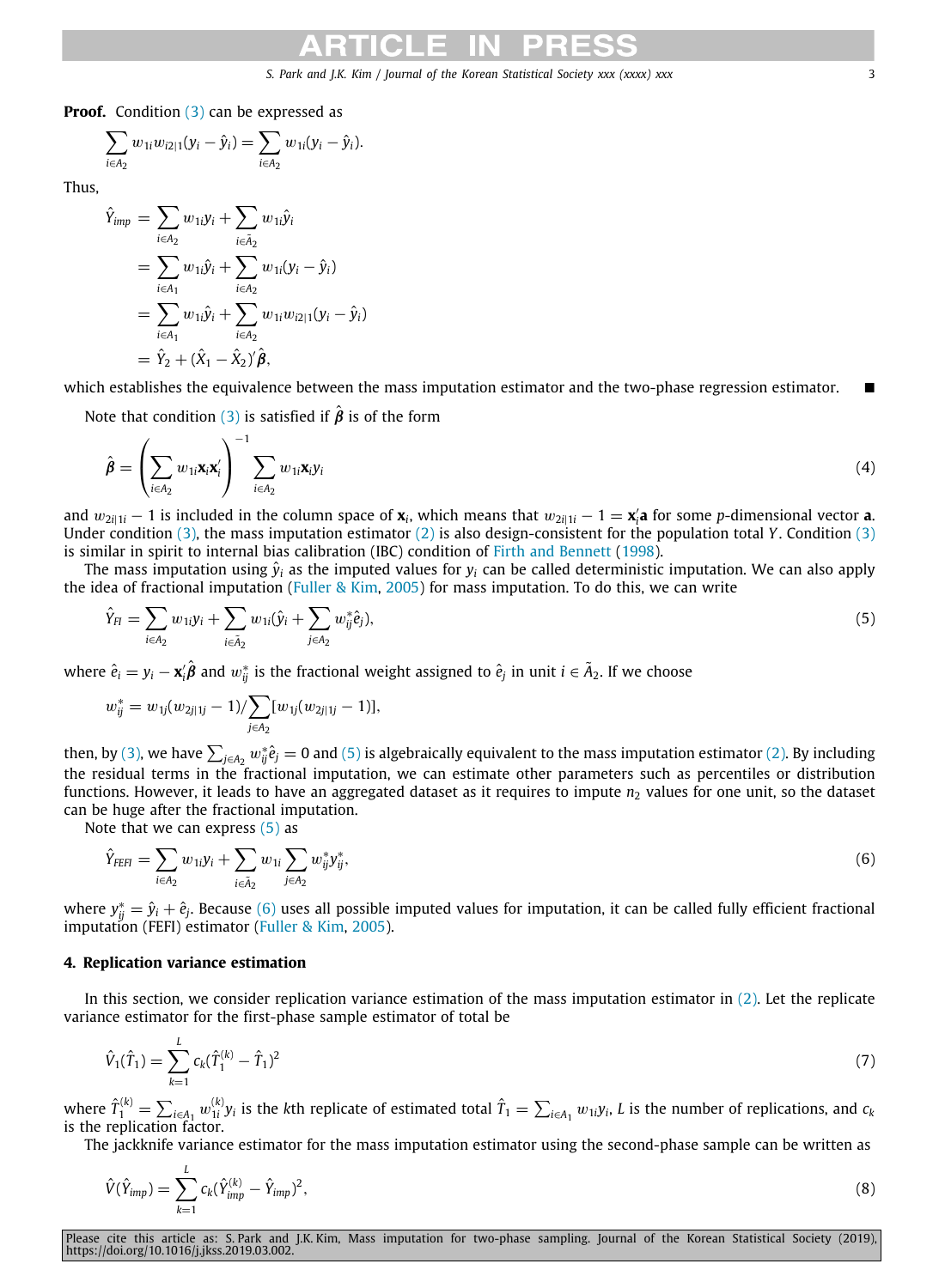**Proof.** Condition (3) can be expressed as

$$\sum_{i\in A_2} w_{1i}w_{i2|1}(y_i - \hat{y}_i) = \sum_{i\in A_2} w_{1i}(y_i - \hat{y}_i).$$

Thus,

$$\begin{aligned}
\hat{Y}_{imp} &= \sum_{i\in A_2} w_{1i}y_i + \sum_{i\in \bar{A}_2} w_{1i}\hat{y}_i \\
&= \sum_{i\in A_1} w_{1i}\hat{y}_i + \sum_{i\in A_2} w_{1i}(y_i - \hat{y}_i) \\
&= \sum_{i\in A_1} w_{1i}\hat{y}_i + \sum_{i\in A_2} w_{1i}w_{i2|1}(y_i - \hat{y}_i) \\
&= \hat{Y}_2 + (\hat{X}_1 - \hat{X}_2)'\hat{\boldsymbol{\beta}},
\end{aligned}$$

which establishes the equivalence between the mass imputation estimator and the two-phase regression estimator. ■

Note that condition (3) is satisfied if $\hat{\boldsymbol{\beta}}$ is of the form

$$\hat{\boldsymbol{\beta}} = \left(\sum_{i\in A_2} w_{1i}\mathbf{x}_i\mathbf{x}_i'\right)^{-1} \sum_{i\in A_2} w_{1i}\mathbf{x}_i y_i \tag{4}$$

and $w_{2i|1i} - 1$ is included in the column space of $\mathbf{x}_i$, which means that $w_{2i|1i} - 1 = \mathbf{x}_i'\mathbf{a}$ for some $p$-dimensional vector $\mathbf{a}$. Under condition (3), the mass imputation estimator (2) is also design-consistent for the population total $Y$. Condition (3) is similar in spirit to internal bias calibration (IBC) condition of Firth and Bennett (1998).

The mass imputation using $\hat{y}_i$ as the imputed values for $y_i$ can be called deterministic imputation. We can also apply the idea of fractional imputation (Fuller & Kim, 2005) for mass imputation. To do this, we can write

$$\hat{Y}_{FI} = \sum_{i\in A_2} w_{1i}y_i + \sum_{i\in \bar{A}_2} w_{1i}(\hat{y}_i + \sum_{j\in A_2} w_{ij}^*\hat{e}_j), \tag{5}$$

where $\hat{e}_i = y_i - \mathbf{x}_i'\hat{\boldsymbol{\beta}}$ and $w_{ij}^*$ is the fractional weight assigned to $\hat{e}_j$ in unit $i \in \bar{A}_2$. If we choose

$$w_{ij}^* = w_{1j}(w_{2j|1j} - 1)/\sum_{j\in A_2}[w_{1j}(w_{2j|1j} - 1)],$$

then, by (3), we have $\sum_{j\in A_2} w_{ij}^*\hat{e}_j = 0$ and (5) is algebraically equivalent to the mass imputation estimator (2). By including the residual terms in the fractional imputation, we can estimate other parameters such as percentiles or distribution functions. However, it leads to have an aggregated dataset as it requires to impute $n_2$ values for one unit, so the dataset can be huge after the fractional imputation.

Note that we can express (5) as

$$\hat{Y}_{FEFI} = \sum_{i\in A_2} w_{1i}y_i + \sum_{i\in \bar{A}_2} w_{1i} \sum_{j\in A_2} w_{ij}^* y_{ij}^*, \tag{6}$$

where $y_{ij}^* = \hat{y}_i + \hat{e}_j$. Because (6) uses all possible imputed values for imputation, it can be called fully efficient fractional imputation (FEFI) estimator (Fuller & Kim, 2005).

## 4. Replication variance estimation

In this section, we consider replication variance estimation of the mass imputation estimator in (2). Let the replicate variance estimator for the first-phase sample estimator of total be

$$\hat{V}_1(\hat{T}_1) = \sum_{k=1}^{L} c_k(\hat{T}_1^{(k)} - \hat{T}_1)^2 \tag{7}$$

where $\hat{T}_1^{(k)} = \sum_{i\in A_1} w_{1i}^{(k)}y_i$ is the $k$th replicate of estimated total $\hat{T}_1 = \sum_{i\in A_1} w_{1i}y_i$, $L$ is the number of replications, and $c_k$ is the replication factor.

The jackknife variance estimator for the mass imputation estimator using the second-phase sample can be written as

$$\hat{V}(\hat{Y}_{imp}) = \sum_{k=1}^{L} c_k(\hat{Y}_{imp}^{(k)} - \hat{Y}_{imp})^2, \tag{8}$$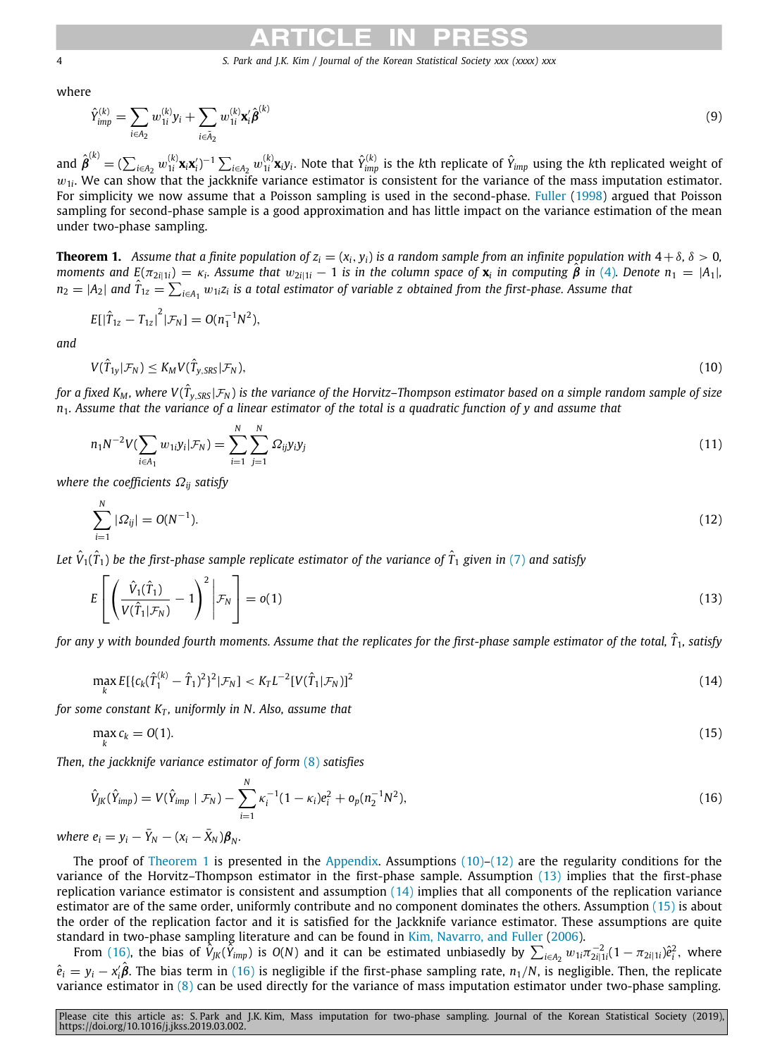where

$$\hat{Y}_{imp}^{(k)} = \sum_{i \in A_2} w_{1i}^{(k)} y_i + \sum_{i \in \bar{A}_2} w_{1i}^{(k)} \mathbf{x}_i' \hat{\boldsymbol{\beta}}^{(k)} \tag{9}$$

and $\hat{\boldsymbol{\beta}}^{(k)} = (\sum_{i \in A_2} w_{1i}^{(k)} \mathbf{x}_i \mathbf{x}_i')^{-1} \sum_{i \in A_2} w_{1i}^{(k)} \mathbf{x}_i y_i$. Note that $\hat{Y}_{imp}^{(k)}$ is the $k$th replicate of $\hat{Y}_{imp}$ using the $k$th replicated weight of $w_{1i}$. We can show that the jackknife variance estimator is consistent for the variance of the mass imputation estimator. For simplicity we now assume that a Poisson sampling is used in the second-phase. Fuller (1998) argued that Poisson sampling for second-phase sample is a good approximation and has little impact on the variance estimation of the mean under two-phase sampling.

**Theorem 1.** *Assume that a finite population of $z_i = (x_i, y_i)$ is a random sample from an infinite population with $4+\delta$, $\delta > 0$, moments and $E(\pi_{2i|1i}) = \kappa_i$. Assume that $w_{2i|1i} - 1$ is in the column space of $\mathbf{x}_i$ in computing $\hat{\boldsymbol{\beta}}$ in (4). Denote $n_1 = |A_1|$, $n_2 = |A_2|$ and $\hat{T}_{1z} = \sum_{i \in A_1} w_{1i} z_i$ is a total estimator of variable $z$ obtained from the first-phase. Assume that*

$$E[|\hat{T}_{1z} - T_{1z}|^2 | \mathcal{F}_N] = O(n_1^{-1} N^2),$$

*and*

$$V(\hat{T}_{1y}|\mathcal{F}_N) \leq K_M V(\hat{T}_{y,SRS}|\mathcal{F}_N), \tag{10}$$

*for a fixed $K_M$, where $V(\hat{T}_{y,SRS}|\mathcal{F}_N)$ is the variance of the Horvitz–Thompson estimator based on a simple random sample of size $n_1$. Assume that the variance of a linear estimator of the total is a quadratic function of $y$ and assume that*

$$n_1 N^{-2} V(\sum_{i \in A_1} w_{1i} y_i | \mathcal{F}_N) = \sum_{i=1}^{N} \sum_{j=1}^{N} \Omega_{ij} y_i y_j \tag{11}$$

*where the coefficients $\Omega_{ij}$ satisfy*

$$\sum_{i=1}^{N} |\Omega_{ij}| = O(N^{-1}). \tag{12}$$

*Let $\hat{V}_1(\hat{T}_1)$ be the first-phase sample replicate estimator of the variance of $\hat{T}_1$ given in (7) and satisfy*

$$E\left[ \left( \frac{\hat{V}_1(\hat{T}_1)}{V(\hat{T}_1|\mathcal{F}_N)} - 1 \right)^2 \middle| \mathcal{F}_N \right] = o(1) \tag{13}$$

*for any $y$ with bounded fourth moments. Assume that the replicates for the first-phase sample estimator of the total, $\hat{T}_1$, satisfy*

$$\max_k E[\{c_k(\hat{T}_1^{(k)} - \hat{T}_1)^2\}^2 | \mathcal{F}_N] < K_T L^{-2} [V(\hat{T}_1|\mathcal{F}_N)]^2 \tag{14}$$

*for some constant $K_T$, uniformly in $N$. Also, assume that*

$$\max_k c_k = O(1). \tag{15}$$

*Then, the jackknife variance estimator of form (8) satisfies*

$$\hat{V}_{JK}(\hat{Y}_{imp}) = V(\hat{Y}_{imp} \mid \mathcal{F}_N) - \sum_{i=1}^{N} \kappa_i^{-1}(1-\kappa_i) e_i^2 + o_p(n_2^{-1} N^2), \tag{16}$$

*where $e_i = y_i - \bar{Y}_N - (x_i - \bar{X}_N)\boldsymbol{\beta}_N$.*

The proof of Theorem 1 is presented in the Appendix. Assumptions (10)–(12) are the regularity conditions for the variance of the Horvitz–Thompson estimator in the first-phase sample. Assumption (13) implies that the first-phase replication variance estimator is consistent and assumption (14) implies that all components of the replication variance estimator are of the same order, uniformly contribute and no component dominates the others. Assumption (15) is about the order of the replication factor and it is satisfied for the Jackknife variance estimator. These assumptions are quite standard in two-phase sampling literature and can be found in Kim, Navarro, and Fuller (2006).

From (16), the bias of $\hat{V}_{JK}(\hat{Y}_{imp})$ is $O(N)$ and it can be estimated unbiasedly by $\sum_{i \in A_2} w_{1i} \pi_{2i|1i}^{-2}(1 - \pi_{2i|1i})\hat{e}_i^2$, where $\hat{e}_i = y_i - x_i'\hat{\boldsymbol{\beta}}$. The bias term in (16) is negligible if the first-phase sampling rate, $n_1/N$, is negligible. Then, the replicate variance estimator in (8) can be used directly for the variance of mass imputation estimator under two-phase sampling.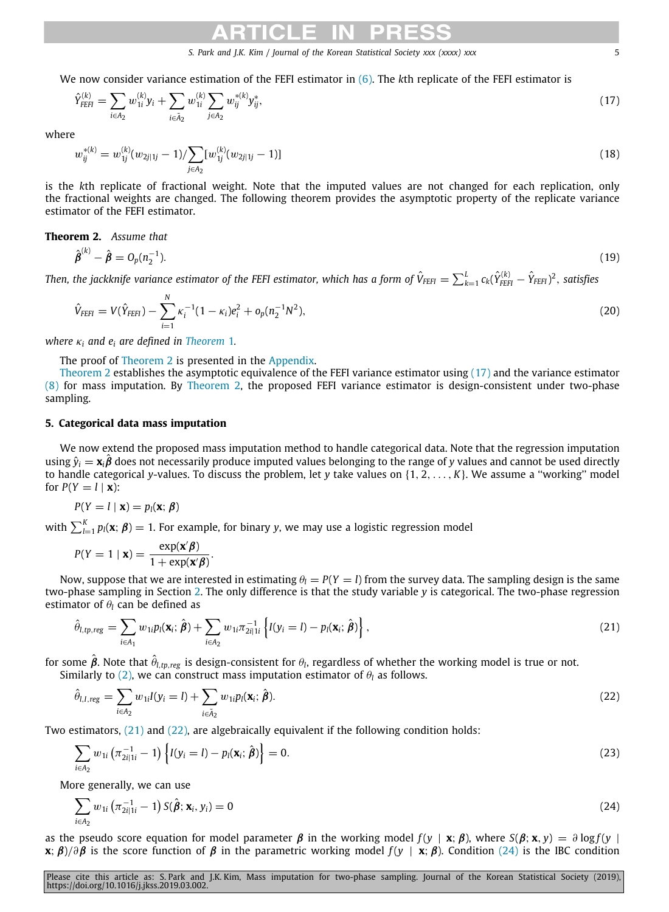We now consider variance estimation of the FEFI estimator in (6). The $k$th replicate of the FEFI estimator is

$$\hat{Y}_{FEFI}^{(k)} = \sum_{i \in A_2} w_{1i}^{(k)} y_i + \sum_{i \in \bar{A}_2} w_{1i}^{(k)} \sum_{j \in A_2} w_{ij}^{*(k)} y_{ij}^{*}, \tag{17}$$

where

$$w_{ij}^{*(k)} = w_{1j}^{(k)}(w_{2j|1j} - 1) / \sum_{j \in A_2} [w_{1j}^{(k)}(w_{2j|1j} - 1)] \tag{18}$$

is the $k$th replicate of fractional weight. Note that the imputed values are not changed for each replication, only the fractional weights are changed. The following theorem provides the asymptotic property of the replicate variance estimator of the FEFI estimator.

**Theorem 2.** *Assume that*

$$\hat{\boldsymbol{\beta}}^{(k)} - \hat{\boldsymbol{\beta}} = O_p(n_2^{-1}). \tag{19}$$

*Then, the jackknife variance estimator of the FEFI estimator, which has a form of* $\hat{V}_{FEFI} = \sum_{k=1}^{L} c_k (\hat{Y}_{FEFI}^{(k)} - \hat{Y}_{FEFI})^2$, *satisfies*

$$\hat{V}_{FEFI} = V(\hat{Y}_{FEFI}) - \sum_{i=1}^{N} \kappa_i^{-1}(1 - \kappa_i) e_i^2 + o_p(n_2^{-1} N^2), \tag{20}$$

*where* $\kappa_i$ *and* $e_i$ *are defined in Theorem 1.*

The proof of Theorem 2 is presented in the Appendix.

Theorem 2 establishes the asymptotic equivalence of the FEFI variance estimator using (17) and the variance estimator (8) for mass imputation. By Theorem 2, the proposed FEFI variance estimator is design-consistent under two-phase sampling.

## 5. Categorical data mass imputation

We now extend the proposed mass imputation method to handle categorical data. Note that the regression imputation using $\hat{y}_i = \mathbf{x}_i \hat{\boldsymbol{\beta}}$ does not necessarily produce imputed values belonging to the range of $y$ values and cannot be used directly to handle categorical $y$-values. To discuss the problem, let $y$ take values on $\{1, 2, \ldots, K\}$. We assume a "working" model for $P(Y = l \mid \mathbf{x})$:

$$P(Y = l \mid \mathbf{x}) = p_l(\mathbf{x}; \boldsymbol{\beta})$$

with $\sum_{l=1}^{K} p_l(\mathbf{x}; \boldsymbol{\beta}) = 1$. For example, for binary $y$, we may use a logistic regression model

$$P(Y = 1 \mid \mathbf{x}) = \frac{\exp(\mathbf{x}'\boldsymbol{\beta})}{1 + \exp(\mathbf{x}'\boldsymbol{\beta})}.$$

Now, suppose that we are interested in estimating $\theta_l = P(Y = l)$ from the survey data. The sampling design is the same two-phase sampling in Section 2. The only difference is that the study variable $y$ is categorical. The two-phase regression estimator of $\theta_l$ can be defined as

$$\hat{\theta}_{l,tp,reg} = \sum_{i \in A_1} w_{1i} p_l(\mathbf{x}_i; \hat{\boldsymbol{\beta}}) + \sum_{i \in A_2} w_{1i} \pi_{2i|1i}^{-1} \left\{ I(y_i = l) - p_l(\mathbf{x}_i; \hat{\boldsymbol{\beta}}) \right\}, \tag{21}$$

for some $\hat{\boldsymbol{\beta}}$. Note that $\hat{\theta}_{l,tp,reg}$ is design-consistent for $\theta_l$, regardless of whether the working model is true or not.

Similarly to (2), we can construct mass imputation estimator of $\theta_l$ as follows.

$$\hat{\theta}_{l,I,reg} = \sum_{i \in A_2} w_{1i} I(y_i = l) + \sum_{i \in \bar{A}_2} w_{1i} p_l(\mathbf{x}_i; \hat{\boldsymbol{\beta}}). \tag{22}$$

Two estimators, (21) and (22), are algebraically equivalent if the following condition holds:

$$\sum_{i \in A_2} w_{1i} \left( \pi_{2i|1i}^{-1} - 1 \right) \left\{ I(y_i = l) - p_l(\mathbf{x}_i; \hat{\boldsymbol{\beta}}) \right\} = 0. \tag{23}$$

More generally, we can use

$$\sum_{i \in A_2} w_{1i} \left( \pi_{2i|1i}^{-1} - 1 \right) S(\hat{\boldsymbol{\beta}}; \mathbf{x}_i, y_i) = 0 \tag{24}$$

as the pseudo score equation for model parameter $\boldsymbol{\beta}$ in the working model $f(y \mid \mathbf{x}; \boldsymbol{\beta})$, where $S(\boldsymbol{\beta}; \mathbf{x}, y) = \partial \log f(y \mid \mathbf{x}; \boldsymbol{\beta}) / \partial \boldsymbol{\beta}$ is the score function of $\boldsymbol{\beta}$ in the parametric working model $f(y \mid \mathbf{x}; \boldsymbol{\beta})$. Condition (24) is the IBC condition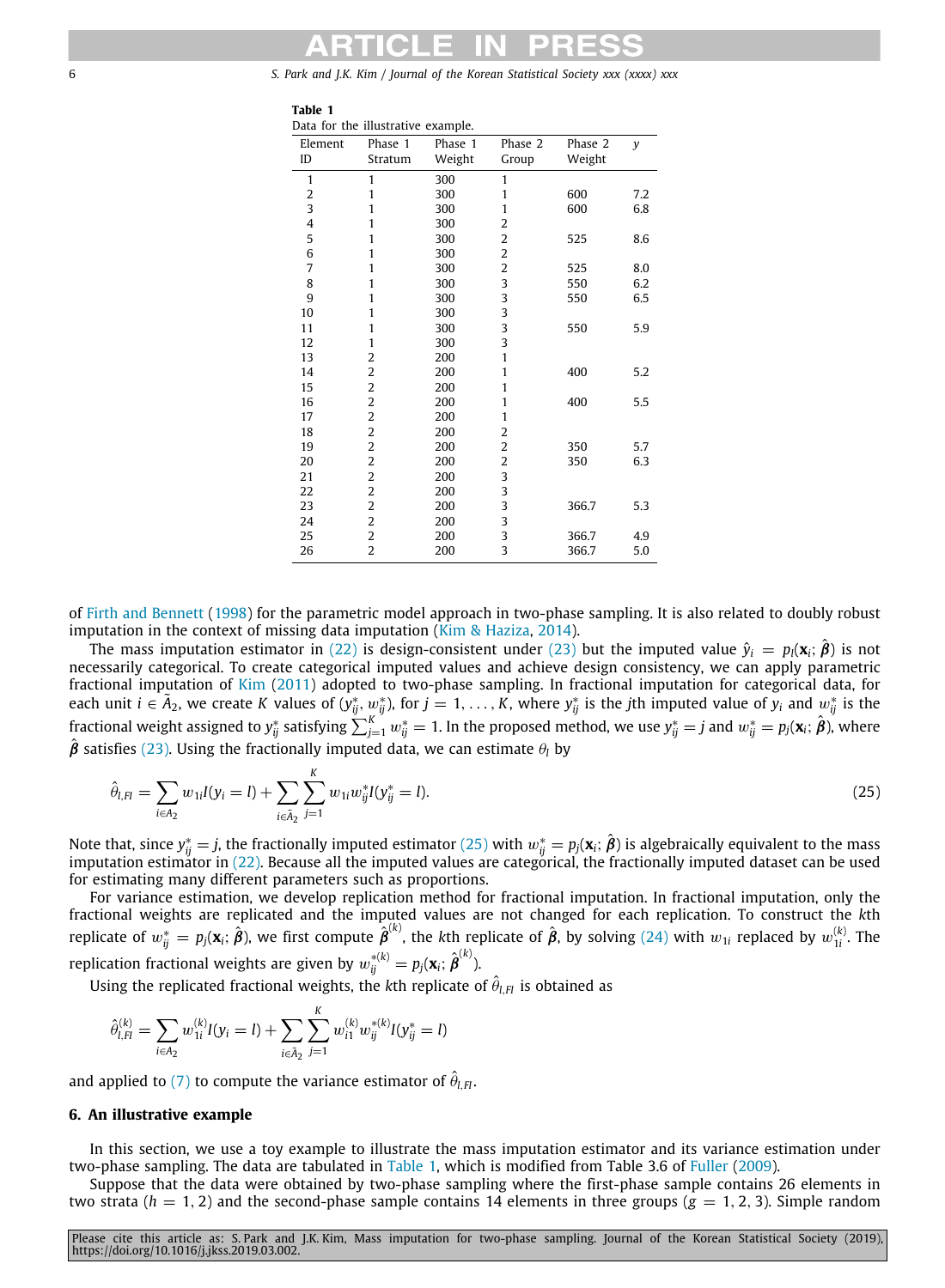**Table 1**
Data for the illustrative example.

| Element ID | Phase 1 Stratum | Phase 1 Weight | Phase 2 Group | Phase 2 Weight | $y$ |
|---|---|---|---|---|---|
| 1 | 1 | 300 | 1 | | |
| 2 | 1 | 300 | 1 | 600 | 7.2 |
| 3 | 1 | 300 | 1 | 600 | 6.8 |
| 4 | 1 | 300 | 2 | | |
| 5 | 1 | 300 | 2 | 525 | 8.6 |
| 6 | 1 | 300 | 2 | | |
| 7 | 1 | 300 | 2 | 525 | 8.0 |
| 8 | 1 | 300 | 3 | 550 | 6.2 |
| 9 | 1 | 300 | 3 | 550 | 6.5 |
| 10 | 1 | 300 | 3 | | |
| 11 | 1 | 300 | 3 | 550 | 5.9 |
| 12 | 1 | 300 | 3 | | |
| 13 | 2 | 200 | 1 | | |
| 14 | 2 | 200 | 1 | 400 | 5.2 |
| 15 | 2 | 200 | 1 | | |
| 16 | 2 | 200 | 1 | 400 | 5.5 |
| 17 | 2 | 200 | 1 | | |
| 18 | 2 | 200 | 2 | | |
| 19 | 2 | 200 | 2 | 350 | 5.7 |
| 20 | 2 | 200 | 2 | 350 | 6.3 |
| 21 | 2 | 200 | 3 | | |
| 22 | 2 | 200 | 3 | | |
| 23 | 2 | 200 | 3 | 366.7 | 5.3 |
| 24 | 2 | 200 | 3 | | |
| 25 | 2 | 200 | 3 | 366.7 | 4.9 |
| 26 | 2 | 200 | 3 | 366.7 | 5.0 |

of Firth and Bennett (1998) for the parametric model approach in two-phase sampling. It is also related to doubly robust imputation in the context of missing data imputation (Kim & Haziza, 2014).

The mass imputation estimator in (22) is design-consistent under (23) but the imputed value $\hat{y}_i = p_l(\mathbf{x}_i; \hat{\boldsymbol{\beta}})$ is not necessarily categorical. To create categorical imputed values and achieve design consistency, we can apply parametric fractional imputation of Kim (2011) adopted to two-phase sampling. In fractional imputation for categorical data, for each unit $i \in \tilde{A}_2$, we create $K$ values of $(y_{ij}^*, w_{ij}^*)$, for $j = 1, \ldots, K$, where $y_{ij}^*$ is the $j$th imputed value of $y_i$ and $w_{ij}^*$ is the fractional weight assigned to $y_{ij}^*$ satisfying $\sum_{j=1}^{K} w_{ij}^* = 1$. In the proposed method, we use $y_{ij}^* = j$ and $w_{ij}^* = p_j(\mathbf{x}_i; \hat{\boldsymbol{\beta}})$, where $\hat{\boldsymbol{\beta}}$ satisfies (23). Using the fractionally imputed data, we can estimate $\theta_l$ by

$$\hat{\theta}_{l,FI} = \sum_{i \in A_2} w_{1i} I(y_i = l) + \sum_{i \in \tilde{A}_2} \sum_{j=1}^{K} w_{1i} w_{ij}^* I(y_{ij}^* = l). \tag{25}$$

Note that, since $y_{ij}^* = j$, the fractionally imputed estimator (25) with $w_{ij}^* = p_j(\mathbf{x}_i; \hat{\boldsymbol{\beta}})$ is algebraically equivalent to the mass imputation estimator in (22). Because all the imputed values are categorical, the fractionally imputed dataset can be used for estimating many different parameters such as proportions.

For variance estimation, we develop replication method for fractional imputation. In fractional imputation, only the fractional weights are replicated and the imputed values are not changed for each replication. To construct the $k$th replicate of $w_{ij}^* = p_j(\mathbf{x}_i; \hat{\boldsymbol{\beta}})$, we first compute $\hat{\boldsymbol{\beta}}^{(k)}$, the $k$th replicate of $\hat{\boldsymbol{\beta}}$, by solving (24) with $w_{1i}$ replaced by $w_{1i}^{(k)}$. The replication fractional weights are given by $w_{ij}^{*(k)} = p_j(\mathbf{x}_i; \hat{\boldsymbol{\beta}}^{(k)})$.

Using the replicated fractional weights, the $k$th replicate of $\hat{\theta}_{l,FI}$ is obtained as

$$\hat{\theta}_{l,FI}^{(k)} = \sum_{i \in A_2} w_{1i}^{(k)} I(y_i = l) + \sum_{i \in \tilde{A}_2} \sum_{j=1}^{K} w_{i1}^{(k)} w_{ij}^{*(k)} I(y_{ij}^* = l)$$

and applied to (7) to compute the variance estimator of $\hat{\theta}_{l,FI}$.

## 6. An illustrative example

In this section, we use a toy example to illustrate the mass imputation estimator and its variance estimation under two-phase sampling. The data are tabulated in Table 1, which is modified from Table 3.6 of Fuller (2009).

Suppose that the data were obtained by two-phase sampling where the first-phase sample contains 26 elements in two strata ($h = 1, 2$) and the second-phase sample contains 14 elements in three groups ($g = 1, 2, 3$). Simple random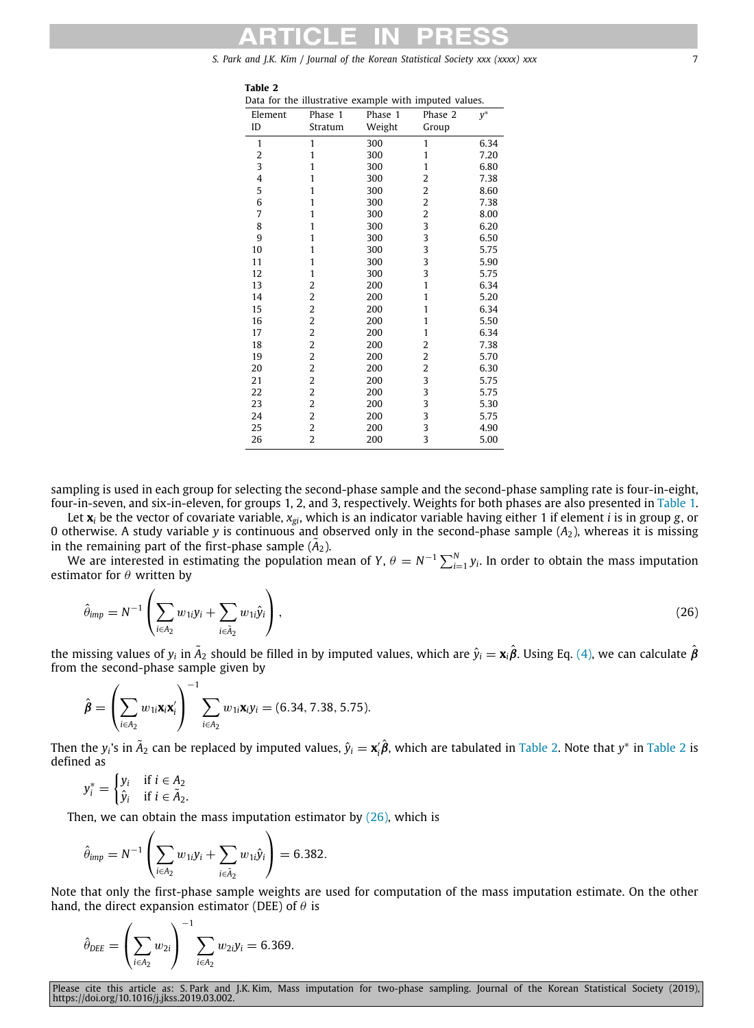**Table 2**
Data for the illustrative example with imputed values.

| Element ID | Phase 1 Stratum | Phase 1 Weight | Phase 2 Group | $y^*$ |
|---|---|---|---|---|
| 1 | 1 | 300 | 1 | 6.34 |
| 2 | 1 | 300 | 1 | 7.20 |
| 3 | 1 | 300 | 1 | 6.80 |
| 4 | 1 | 300 | 2 | 7.38 |
| 5 | 1 | 300 | 2 | 8.60 |
| 6 | 1 | 300 | 2 | 7.38 |
| 7 | 1 | 300 | 2 | 8.00 |
| 8 | 1 | 300 | 3 | 6.20 |
| 9 | 1 | 300 | 3 | 6.50 |
| 10 | 1 | 300 | 3 | 5.75 |
| 11 | 1 | 300 | 3 | 5.90 |
| 12 | 1 | 300 | 3 | 5.75 |
| 13 | 2 | 200 | 1 | 6.34 |
| 14 | 2 | 200 | 1 | 5.20 |
| 15 | 2 | 200 | 1 | 6.34 |
| 16 | 2 | 200 | 1 | 5.50 |
| 17 | 2 | 200 | 1 | 6.34 |
| 18 | 2 | 200 | 2 | 7.38 |
| 19 | 2 | 200 | 2 | 5.70 |
| 20 | 2 | 200 | 2 | 6.30 |
| 21 | 2 | 200 | 3 | 5.75 |
| 22 | 2 | 200 | 3 | 5.75 |
| 23 | 2 | 200 | 3 | 5.30 |
| 24 | 2 | 200 | 3 | 5.75 |
| 25 | 2 | 200 | 3 | 4.90 |
| 26 | 2 | 200 | 3 | 5.00 |

sampling is used in each group for selecting the second-phase sample and the second-phase sampling rate is four-in-eight, four-in-seven, and six-in-eleven, for groups 1, 2, and 3, respectively. Weights for both phases are also presented in Table 1.

Let $\mathbf{x}_i$ be the vector of covariate variable, $x_{gi}$, which is an indicator variable having either 1 if element $i$ is in group $g$, or 0 otherwise. A study variable $y$ is continuous and observed only in the second-phase sample ($A_2$), whereas it is missing in the remaining part of the first-phase sample ($\tilde{A}_2$).

We are interested in estimating the population mean of $Y$, $\theta = N^{-1}\sum_{i=1}^{N} y_i$. In order to obtain the mass imputation estimator for $\theta$ written by

$$\hat{\theta}_{imp} = N^{-1}\left(\sum_{i\in A_2} w_{1i}y_i + \sum_{i\in \tilde{A}_2} w_{1i}\hat{y}_i\right), \tag{26}$$

the missing values of $y_i$ in $\tilde{A}_2$ should be filled in by imputed values, which are $\hat{y}_i = \mathbf{x}_i\hat{\boldsymbol{\beta}}$. Using Eq. (4), we can calculate $\hat{\boldsymbol{\beta}}$ from the second-phase sample given by

$$\hat{\boldsymbol{\beta}} = \left(\sum_{i\in A_2} w_{1i}\mathbf{x}_i\mathbf{x}_i'\right)^{-1} \sum_{i\in A_2} w_{1i}\mathbf{x}_i y_i = (6.34, 7.38, 5.75).$$

Then the $y_i$'s in $\tilde{A}_2$ can be replaced by imputed values, $\hat{y}_i = \mathbf{x}_i'\hat{\boldsymbol{\beta}}$, which are tabulated in Table 2. Note that $y^*$ in Table 2 is defined as

$$y_i^* = \begin{cases} y_i & \text{if } i \in A_2 \\ \hat{y}_i & \text{if } i \in \tilde{A}_2. \end{cases}$$

Then, we can obtain the mass imputation estimator by (26), which is

$$\hat{\theta}_{imp} = N^{-1}\left(\sum_{i\in A_2} w_{1i}y_i + \sum_{i\in \tilde{A}_2} w_{1i}\hat{y}_i\right) = 6.382.$$

Note that only the first-phase sample weights are used for computation of the mass imputation estimate. On the other hand, the direct expansion estimator (DEE) of $\theta$ is

$$\hat{\theta}_{DEE} = \left(\sum_{i\in A_2} w_{2i}\right)^{-1} \sum_{i\in A_2} w_{2i}y_i = 6.369.$$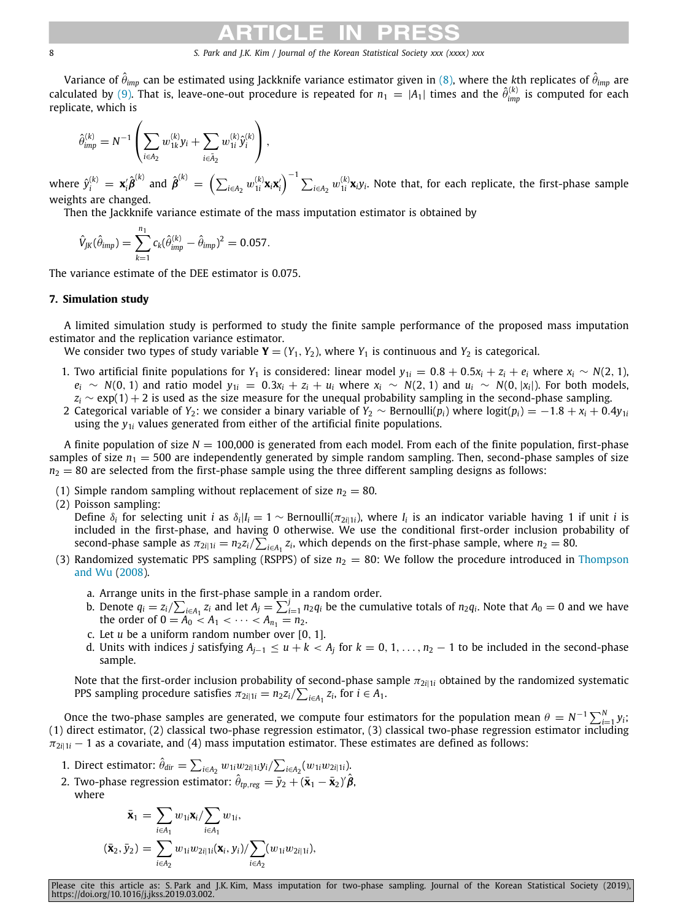Variance of $\hat{\theta}_{imp}$ can be estimated using Jackknife variance estimator given in (8), where the $k$th replicates of $\hat{\theta}_{imp}$ are calculated by (9). That is, leave-one-out procedure is repeated for $n_1 = |A_1|$ times and the $\hat{\theta}_{imp}^{(k)}$ is computed for each replicate, which is

$$\hat{\theta}_{imp}^{(k)} = N^{-1}\left(\sum_{i\in A_2} w_{1k}^{(k)} y_i + \sum_{i\in \bar{A}_2} w_{1i}^{(k)} \hat{y}_i^{(k)}\right),$$

where $\hat{y}_i^{(k)} = \mathbf{x}_i'\hat{\boldsymbol{\beta}}^{(k)}$ and $\hat{\boldsymbol{\beta}}^{(k)} = \left(\sum_{i\in A_2} w_{1i}^{(k)}\mathbf{x}_i\mathbf{x}_i'\right)^{-1}\sum_{i\in A_2} w_{1i}^{(k)}\mathbf{x}_i y_i$. Note that, for each replicate, the first-phase sample weights are changed.

Then the Jackknife variance estimate of the mass imputation estimator is obtained by

$$\hat{V}_{JK}(\hat{\theta}_{imp}) = \sum_{k=1}^{n_1} c_k(\hat{\theta}_{imp}^{(k)} - \hat{\theta}_{imp})^2 = 0.057.$$

The variance estimate of the DEE estimator is 0.075.

## 7. Simulation study

A limited simulation study is performed to study the finite sample performance of the proposed mass imputation estimator and the replication variance estimator.

We consider two types of study variable $\mathbf{Y} = (Y_1, Y_2)$, where $Y_1$ is continuous and $Y_2$ is categorical.

1. Two artificial finite populations for $Y_1$ is considered: linear model $y_{1i} = 0.8 + 0.5x_i + z_i + e_i$ where $x_i \sim N(2, 1)$, $e_i \sim N(0, 1)$ and ratio model $y_{1i} = 0.3x_i + z_i + u_i$ where $x_i \sim N(2, 1)$ and $u_i \sim N(0, |x_i|)$. For both models, $z_i \sim \exp(1) + 2$ is used as the size measure for the unequal probability sampling in the second-phase sampling.
2. Categorical variable of $Y_2$: we consider a binary variable of $Y_2 \sim \text{Bernoulli}(p_i)$ where $\text{logit}(p_i) = -1.8 + x_i + 0.4y_{1i}$ using the $y_{1i}$ values generated from either of the artificial finite populations.

A finite population of size $N = 100{,}000$ is generated from each model. From each of the finite population, first-phase samples of size $n_1 = 500$ are independently generated by simple random sampling. Then, second-phase samples of size $n_2 = 80$ are selected from the first-phase sample using the three different sampling designs as follows:

(1) Simple random sampling without replacement of size $n_2 = 80$.

(2) Poisson sampling:
Define $\delta_i$ for selecting unit $i$ as $\delta_i|I_i = 1 \sim \text{Bernoulli}(\pi_{2i|1i})$, where $I_i$ is an indicator variable having 1 if unit $i$ is included in the first-phase, and having 0 otherwise. We use the conditional first-order inclusion probability of second-phase sample as $\pi_{2i|1i} = n_2 z_i / \sum_{i\in A_1} z_i$, which depends on the first-phase sample, where $n_2 = 80$.

(3) Randomized systematic PPS sampling (RSPPS) of size $n_2 = 80$: We follow the procedure introduced in Thompson and Wu (2008).

   a. Arrange units in the first-phase sample in a random order.
   b. Denote $q_i = z_i/\sum_{i\in A_1} z_i$ and let $A_j = \sum_{i=1}^{j} n_2 q_i$ be the cumulative totals of $n_2 q_i$. Note that $A_0 = 0$ and we have the order of $0 = A_0 < A_1 < \cdots < A_{n_1} = n_2$.
   c. Let $u$ be a uniform random number over [0, 1].
   d. Units with indices $j$ satisfying $A_{j-1} \le u + k < A_j$ for $k = 0, 1, \ldots, n_2 - 1$ to be included in the second-phase sample.

   Note that the first-order inclusion probability of second-phase sample $\pi_{2i|1i}$ obtained by the randomized systematic PPS sampling procedure satisfies $\pi_{2i|1i} = n_2 z_i/\sum_{i\in A_1} z_i$, for $i \in A_1$.

Once the two-phase samples are generated, we compute four estimators for the population mean $\theta = N^{-1}\sum_{i=1}^{N} y_i$; (1) direct estimator, (2) classical two-phase regression estimator, (3) classical two-phase regression estimator including $\pi_{2i|1i} - 1$ as a covariate, and (4) mass imputation estimator. These estimates are defined as follows:

1. Direct estimator: $\hat{\theta}_{dir} = \sum_{i\in A_2} w_{1i} w_{2i|1i} y_i / \sum_{i\in A_2}(w_{1i} w_{2i|1i})$.
2. Two-phase regression estimator: $\hat{\theta}_{tp,reg} = \bar{y}_2 + (\bar{\mathbf{x}}_1 - \bar{\mathbf{x}}_2)'\hat{\boldsymbol{\beta}}$,
   where

$$\bar{\mathbf{x}}_1 = \sum_{i\in A_1} w_{1i}\mathbf{x}_i / \sum_{i\in A_1} w_{1i},$$

$$(\bar{\mathbf{x}}_2, \bar{y}_2) = \sum_{i\in A_2} w_{1i} w_{2i|1i}(\mathbf{x}_i, y_i) / \sum_{i\in A_2}(w_{1i} w_{2i|1i}),$$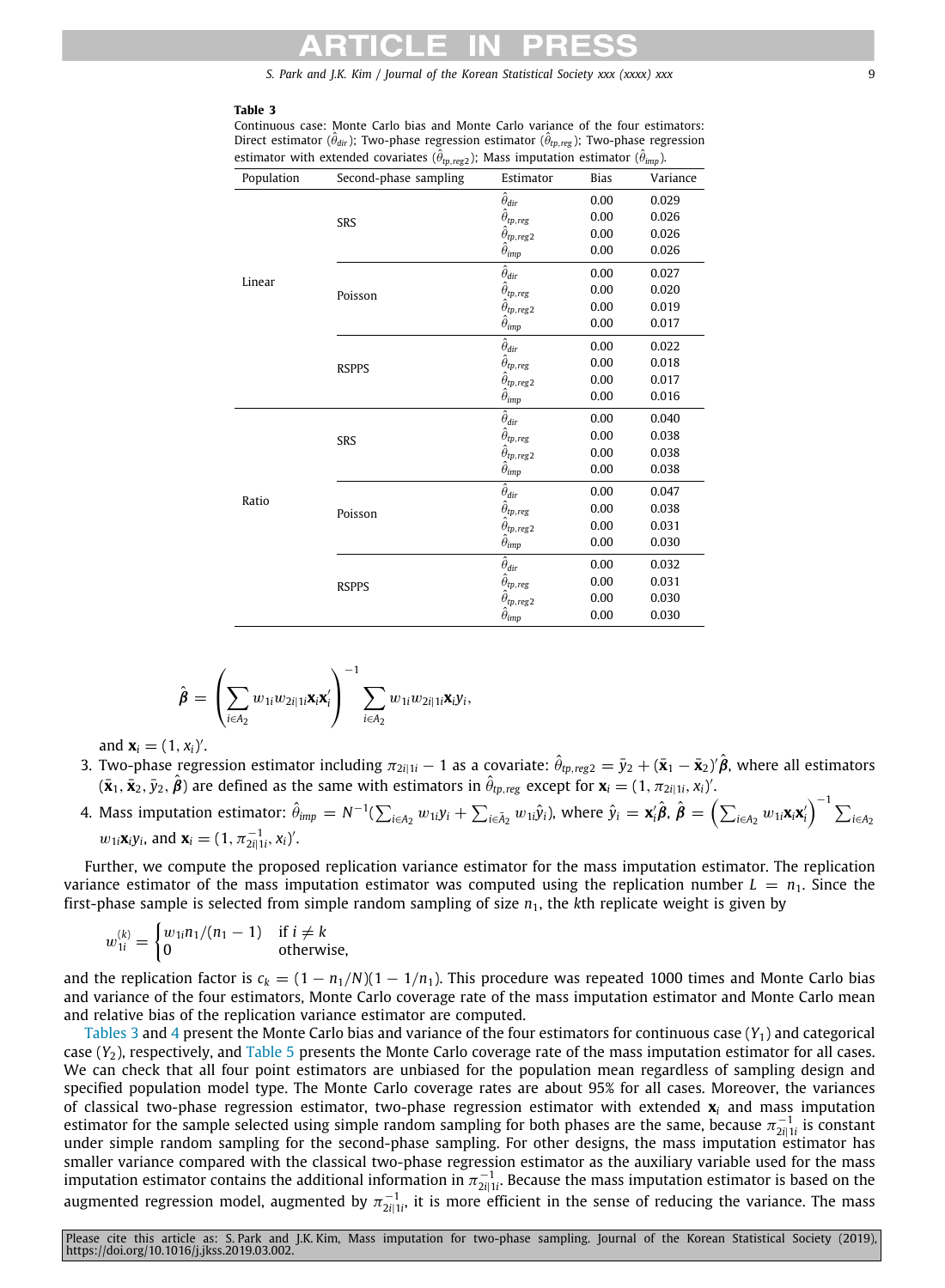**Table 3**
Continuous case: Monte Carlo bias and Monte Carlo variance of the four estimators: Direct estimator ($\hat{\theta}_{dir}$); Two-phase regression estimator ($\hat{\theta}_{tp,reg}$); Two-phase regression estimator with extended covariates ($\hat{\theta}_{tp,reg2}$); Mass imputation estimator ($\hat{\theta}_{imp}$).

| Population | Second-phase sampling | Estimator | Bias | Variance |
|---|---|---|---|---|
| Linear | SRS | $\hat{\theta}_{dir}$ | 0.00 | 0.029 |
| | | $\hat{\theta}_{tp,reg}$ | 0.00 | 0.026 |
| | | $\hat{\theta}_{tp,reg2}$ | 0.00 | 0.026 |
| | | $\hat{\theta}_{imp}$ | 0.00 | 0.026 |
| | Poisson | $\hat{\theta}_{dir}$ | 0.00 | 0.027 |
| | | $\hat{\theta}_{tp,reg}$ | 0.00 | 0.020 |
| | | $\hat{\theta}_{tp,reg2}$ | 0.00 | 0.019 |
| | | $\hat{\theta}_{imp}$ | 0.00 | 0.017 |
| | RSPPS | $\hat{\theta}_{dir}$ | 0.00 | 0.022 |
| | | $\hat{\theta}_{tp,reg}$ | 0.00 | 0.018 |
| | | $\hat{\theta}_{tp,reg2}$ | 0.00 | 0.017 |
| | | $\hat{\theta}_{imp}$ | 0.00 | 0.016 |
| Ratio | SRS | $\hat{\theta}_{dir}$ | 0.00 | 0.040 |
| | | $\hat{\theta}_{tp,reg}$ | 0.00 | 0.038 |
| | | $\hat{\theta}_{tp,reg2}$ | 0.00 | 0.038 |
| | | $\hat{\theta}_{imp}$ | 0.00 | 0.038 |
| | Poisson | $\hat{\theta}_{dir}$ | 0.00 | 0.047 |
| | | $\hat{\theta}_{tp,reg}$ | 0.00 | 0.038 |
| | | $\hat{\theta}_{tp,reg2}$ | 0.00 | 0.031 |
| | | $\hat{\theta}_{imp}$ | 0.00 | 0.030 |
| | RSPPS | $\hat{\theta}_{dir}$ | 0.00 | 0.032 |
| | | $\hat{\theta}_{tp,reg}$ | 0.00 | 0.031 |
| | | $\hat{\theta}_{tp,reg2}$ | 0.00 | 0.030 |
| | | $\hat{\theta}_{imp}$ | 0.00 | 0.030 |

$$\hat{\boldsymbol{\beta}} = \left( \sum_{i \in A_2} w_{1i} w_{2i|1i} \mathbf{x}_i \mathbf{x}_i' \right)^{-1} \sum_{i \in A_2} w_{1i} w_{2i|1i} \mathbf{x}_i y_i,$$

and $\mathbf{x}_i = (1, x_i)'$.

3. Two-phase regression estimator including $\pi_{2i|1i} - 1$ as a covariate: $\hat{\theta}_{tp,reg2} = \bar{y}_2 + (\bar{\mathbf{x}}_1 - \bar{\mathbf{x}}_2)'\hat{\boldsymbol{\beta}}$, where all estimators $(\bar{\mathbf{x}}_1, \bar{\mathbf{x}}_2, \bar{y}_2, \hat{\boldsymbol{\beta}})$ are defined as the same with estimators in $\hat{\theta}_{tp,reg}$ except for $\mathbf{x}_i = (1, \pi_{2i|1i}, x_i)'$.
4. Mass imputation estimator: $\hat{\theta}_{imp} = N^{-1}(\sum_{i \in A_2} w_{1i} y_i + \sum_{i \in \bar{A}_2} w_{1i} \hat{y}_i)$, where $\hat{y}_i = \mathbf{x}_i'\hat{\boldsymbol{\beta}}$, $\hat{\boldsymbol{\beta}} = \left( \sum_{i \in A_2} w_{1i} \mathbf{x}_i \mathbf{x}_i' \right)^{-1} \sum_{i \in A_2} w_{1i} \mathbf{x}_i y_i$, and $\mathbf{x}_i = (1, \pi_{2i|1i}^{-1}, x_i)'$.

Further, we compute the proposed replication variance estimator for the mass imputation estimator. The replication variance estimator of the mass imputation estimator was computed using the replication number $L = n_1$. Since the first-phase sample is selected from simple random sampling of size $n_1$, the $k$th replicate weight is given by

$$w_{1i}^{(k)} = \begin{cases} w_{1i} n_1/(n_1 - 1) & \text{if } i \neq k \\ 0 & \text{otherwise,} \end{cases}$$

and the replication factor is $c_k = (1 - n_1/N)(1 - 1/n_1)$. This procedure was repeated 1000 times and Monte Carlo bias and variance of the four estimators, Monte Carlo coverage rate of the mass imputation estimator and Monte Carlo mean and relative bias of the replication variance estimator are computed.

Tables 3 and 4 present the Monte Carlo bias and variance of the four estimators for continuous case ($Y_1$) and categorical case ($Y_2$), respectively, and Table 5 presents the Monte Carlo coverage rate of the mass imputation estimator for all cases. We can check that all four point estimators are unbiased for the population mean regardless of sampling design and specified population model type. The Monte Carlo coverage rates are about 95% for all cases. Moreover, the variances of classical two-phase regression estimator, two-phase regression estimator with extended $\mathbf{x}_i$ and mass imputation estimator for the sample selected using simple random sampling for both phases are the same, because $\pi_{2i|1i}^{-1}$ is constant under simple random sampling for the second-phase sampling. For other designs, the mass imputation estimator has smaller variance compared with the classical two-phase regression estimator as the auxiliary variable used for the mass imputation estimator contains the additional information in $\pi_{2i|1i}^{-1}$. Because the mass imputation estimator is based on the augmented regression model, augmented by $\pi_{2i|1i}^{-1}$, it is more efficient in the sense of reducing the variance. The mass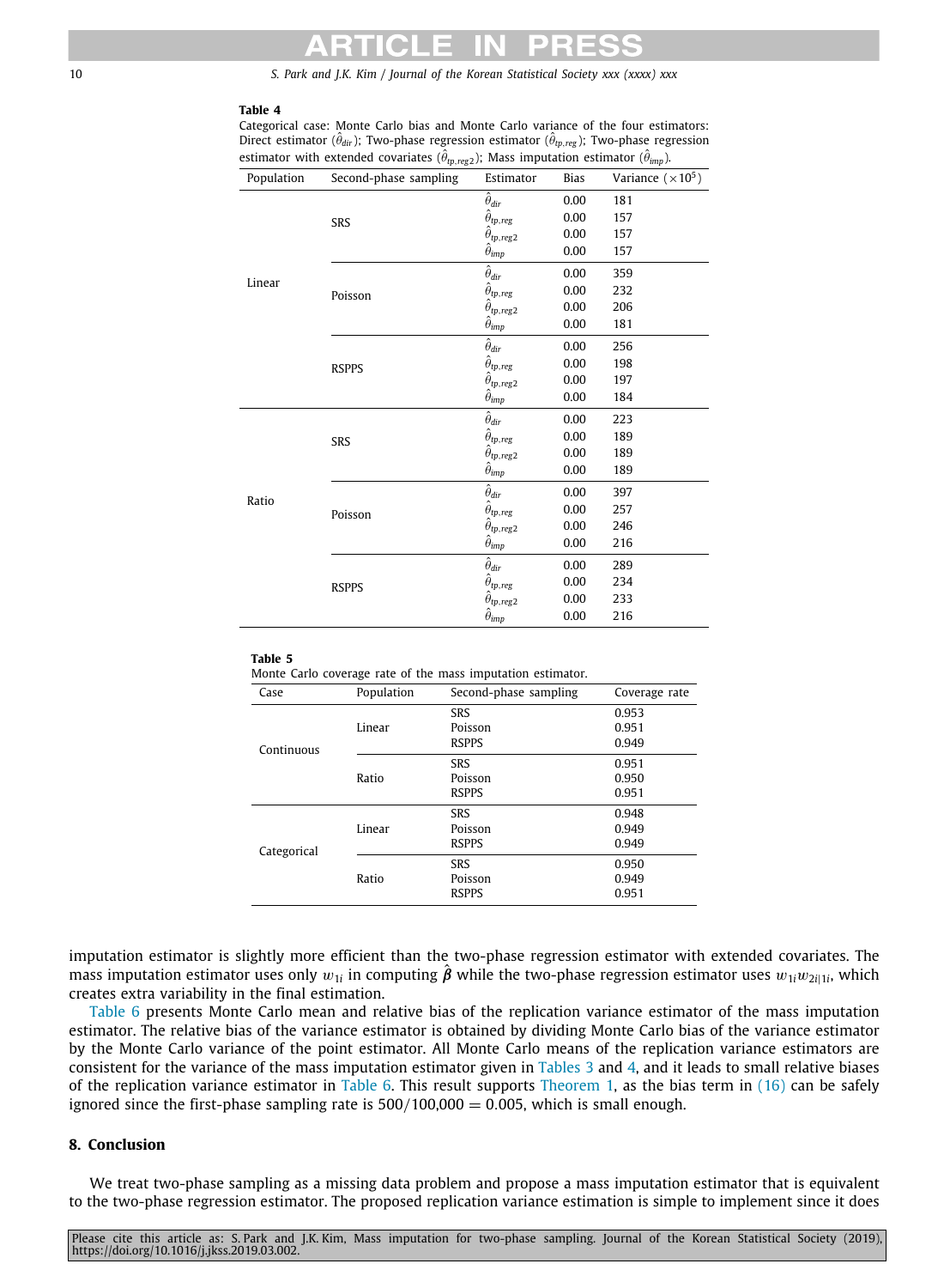**Table 4**
Categorical case: Monte Carlo bias and Monte Carlo variance of the four estimators: Direct estimator ($\hat{\theta}_{dir}$); Two-phase regression estimator ($\hat{\theta}_{tp,reg}$); Two-phase regression estimator with extended covariates ($\hat{\theta}_{tp,reg2}$); Mass imputation estimator ($\hat{\theta}_{imp}$).

| Population | Second-phase sampling | Estimator | Bias | Variance ($\times 10^5$) |
|---|---|---|---|---|
| Linear | SRS | $\hat{\theta}_{dir}$ | 0.00 | 181 |
| | | $\hat{\theta}_{tp,reg}$ | 0.00 | 157 |
| | | $\hat{\theta}_{tp,reg2}$ | 0.00 | 157 |
| | | $\hat{\theta}_{imp}$ | 0.00 | 157 |
| | Poisson | $\hat{\theta}_{dir}$ | 0.00 | 359 |
| | | $\hat{\theta}_{tp,reg}$ | 0.00 | 232 |
| | | $\hat{\theta}_{tp,reg2}$ | 0.00 | 206 |
| | | $\hat{\theta}_{imp}$ | 0.00 | 181 |
| | RSPPS | $\hat{\theta}_{dir}$ | 0.00 | 256 |
| | | $\hat{\theta}_{tp,reg}$ | 0.00 | 198 |
| | | $\hat{\theta}_{tp,reg2}$ | 0.00 | 197 |
| | | $\hat{\theta}_{imp}$ | 0.00 | 184 |
| Ratio | SRS | $\hat{\theta}_{dir}$ | 0.00 | 223 |
| | | $\hat{\theta}_{tp,reg}$ | 0.00 | 189 |
| | | $\hat{\theta}_{tp,reg2}$ | 0.00 | 189 |
| | | $\hat{\theta}_{imp}$ | 0.00 | 189 |
| | Poisson | $\hat{\theta}_{dir}$ | 0.00 | 397 |
| | | $\hat{\theta}_{tp,reg}$ | 0.00 | 257 |
| | | $\hat{\theta}_{tp,reg2}$ | 0.00 | 246 |
| | | $\hat{\theta}_{imp}$ | 0.00 | 216 |
| | RSPPS | $\hat{\theta}_{dir}$ | 0.00 | 289 |
| | | $\hat{\theta}_{tp,reg}$ | 0.00 | 234 |
| | | $\hat{\theta}_{tp,reg2}$ | 0.00 | 233 |
| | | $\hat{\theta}_{imp}$ | 0.00 | 216 |

**Table 5**
Monte Carlo coverage rate of the mass imputation estimator.

| Case | Population | Second-phase sampling | Coverage rate |
|---|---|---|---|
| Continuous | Linear | SRS | 0.953 |
| | | Poisson | 0.951 |
| | | RSPPS | 0.949 |
| | Ratio | SRS | 0.951 |
| | | Poisson | 0.950 |
| | | RSPPS | 0.951 |
| Categorical | Linear | SRS | 0.948 |
| | | Poisson | 0.949 |
| | | RSPPS | 0.949 |
| | Ratio | SRS | 0.950 |
| | | Poisson | 0.949 |
| | | RSPPS | 0.951 |

imputation estimator is slightly more efficient than the two-phase regression estimator with extended covariates. The mass imputation estimator uses only $w_{1i}$ in computing $\hat{\boldsymbol{\beta}}$ while the two-phase regression estimator uses $w_{1i}w_{2i|1i}$, which creates extra variability in the final estimation.

Table 6 presents Monte Carlo mean and relative bias of the replication variance estimator of the mass imputation estimator. The relative bias of the variance estimator is obtained by dividing Monte Carlo bias of the variance estimator by the Monte Carlo variance of the point estimator. All Monte Carlo means of the replication variance estimators are consistent for the variance of the mass imputation estimator given in Tables 3 and 4, and it leads to small relative biases of the replication variance estimator in Table 6. This result supports Theorem 1, as the bias term in (16) can be safely ignored since the first-phase sampling rate is $500/100{,}000 = 0.005$, which is small enough.

## 8. Conclusion

We treat two-phase sampling as a missing data problem and propose a mass imputation estimator that is equivalent to the two-phase regression estimator. The proposed replication variance estimation is simple to implement since it does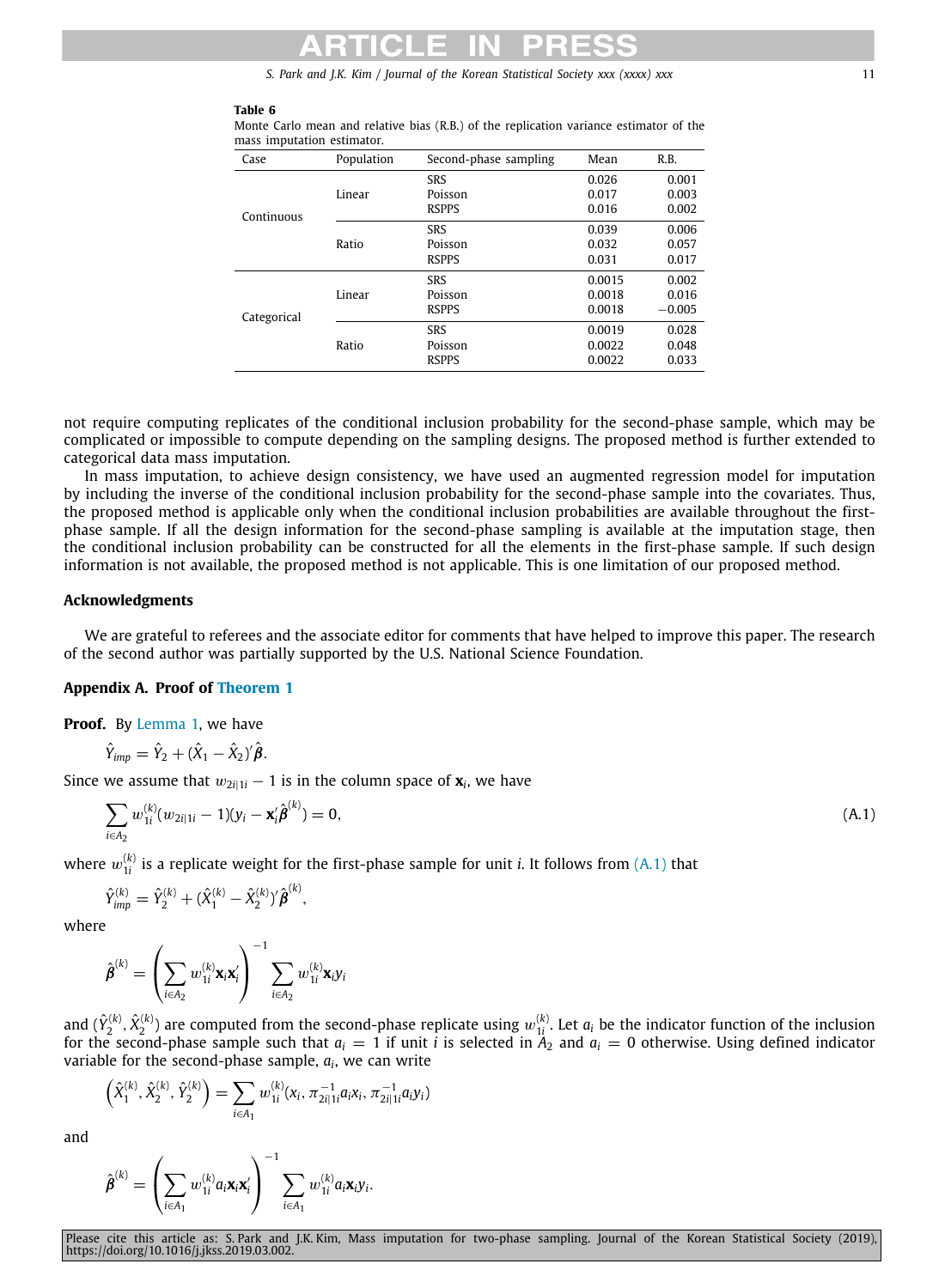**Table 6**
Monte Carlo mean and relative bias (R.B.) of the replication variance estimator of the mass imputation estimator.

| Case | Population | Second-phase sampling | Mean | R.B. |
|---|---|---|---|---|
| Continuous | Linear | SRS | 0.026 | 0.001 |
| | | Poisson | 0.017 | 0.003 |
| | | RSPPS | 0.016 | 0.002 |
| | Ratio | SRS | 0.039 | 0.006 |
| | | Poisson | 0.032 | 0.057 |
| | | RSPPS | 0.031 | 0.017 |
| Categorical | Linear | SRS | 0.0015 | 0.002 |
| | | Poisson | 0.0018 | 0.016 |
| | | RSPPS | 0.0018 | −0.005 |
| | Ratio | SRS | 0.0019 | 0.028 |
| | | Poisson | 0.0022 | 0.048 |
| | | RSPPS | 0.0022 | 0.033 |

not require computing replicates of the conditional inclusion probability for the second-phase sample, which may be complicated or impossible to compute depending on the sampling designs. The proposed method is further extended to categorical data mass imputation.

In mass imputation, to achieve design consistency, we have used an augmented regression model for imputation by including the inverse of the conditional inclusion probability for the second-phase sample into the covariates. Thus, the proposed method is applicable only when the conditional inclusion probabilities are available throughout the first-phase sample. If all the design information for the second-phase sampling is available at the imputation stage, then the conditional inclusion probability can be constructed for all the elements in the first-phase sample. If such design information is not available, the proposed method is not applicable. This is one limitation of our proposed method.

## Acknowledgments

We are grateful to referees and the associate editor for comments that have helped to improve this paper. The research of the second author was partially supported by the U.S. National Science Foundation.

## Appendix A. Proof of Theorem 1

**Proof.** By Lemma 1, we have

$$\hat{Y}_{imp} = \hat{Y}_2 + (\hat{X}_1 - \hat{X}_2)'\hat{\boldsymbol{\beta}}.$$

Since we assume that $w_{2i|1i} - 1$ is in the column space of $\mathbf{x}_i$, we have

$$\sum_{i \in A_2} w_{1i}^{(k)}(w_{2i|1i} - 1)(y_i - \mathbf{x}_i'\hat{\boldsymbol{\beta}}^{(k)}) = 0, \tag{A.1}$$

where $w_{1i}^{(k)}$ is a replicate weight for the first-phase sample for unit $i$. It follows from (A.1) that

$$\hat{Y}_{imp}^{(k)} = \hat{Y}_2^{(k)} + (\hat{X}_1^{(k)} - \hat{X}_2^{(k)})'\hat{\boldsymbol{\beta}}^{(k)},$$

where

$$\hat{\boldsymbol{\beta}}^{(k)} = \left(\sum_{i \in A_2} w_{1i}^{(k)}\mathbf{x}_i\mathbf{x}_i'\right)^{-1}\sum_{i \in A_2} w_{1i}^{(k)}\mathbf{x}_i y_i$$

and $(\hat{Y}_2^{(k)}, \hat{X}_2^{(k)})$ are computed from the second-phase replicate using $w_{1i}^{(k)}$. Let $a_i$ be the indicator function of the inclusion for the second-phase sample such that $a_i = 1$ if unit $i$ is selected in $A_2$ and $a_i = 0$ otherwise. Using defined indicator variable for the second-phase sample, $a_i$, we can write

$$\left(\hat{X}_1^{(k)}, \hat{X}_2^{(k)}, \hat{Y}_2^{(k)}\right) = \sum_{i \in A_1} w_{1i}^{(k)}(x_i, \pi_{2i|1i}^{-1}a_i x_i, \pi_{2i|1i}^{-1}a_i y_i)$$

and

$$\hat{\boldsymbol{\beta}}^{(k)} = \left(\sum_{i \in A_1} w_{1i}^{(k)}a_i\mathbf{x}_i\mathbf{x}_i'\right)^{-1}\sum_{i \in A_1} w_{1i}^{(k)}a_i\mathbf{x}_i y_i.$$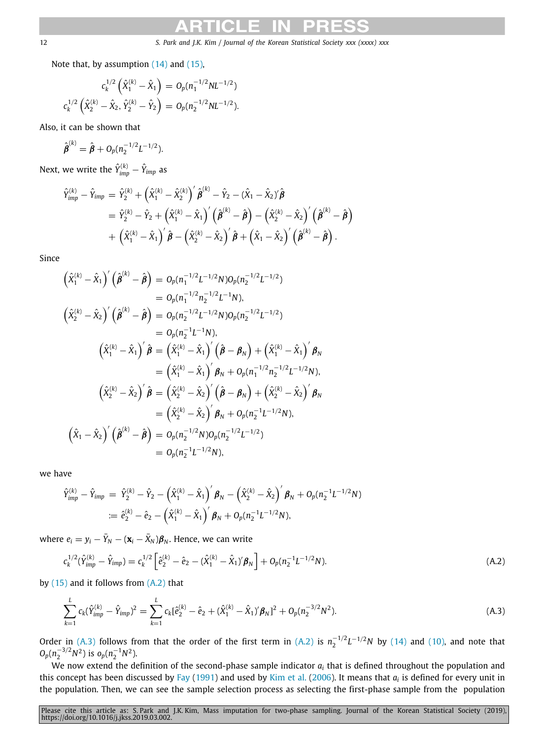Note that, by assumption (14) and (15),

$$
\begin{aligned}
c_k^{1/2}\left(\hat{X}_1^{(k)} - \hat{X}_1\right) &= O_p(n_1^{-1/2} N L^{-1/2}) \\
c_k^{1/2}\left(\hat{X}_2^{(k)} - \hat{X}_2, \hat{Y}_2^{(k)} - \hat{Y}_2\right) &= O_p(n_2^{-1/2} N L^{-1/2}).
\end{aligned}
$$

Also, it can be shown that

$$
\hat{\boldsymbol{\beta}}^{(k)} = \hat{\boldsymbol{\beta}} + O_p(n_2^{-1/2} L^{-1/2}).
$$

Next, we write the $\hat{Y}_{imp}^{(k)} - \hat{Y}_{imp}$ as

$$
\begin{aligned}
\hat{Y}_{imp}^{(k)} - \hat{Y}_{imp} &= \hat{Y}_2^{(k)} + \left(\hat{X}_1^{(k)} - \hat{X}_2^{(k)}\right)' \hat{\boldsymbol{\beta}}^{(k)} - \hat{Y}_2 - (\hat{X}_1 - \hat{X}_2)'\hat{\boldsymbol{\beta}} \\
&= \hat{Y}_2^{(k)} - \hat{Y}_2 + \left(\hat{X}_1^{(k)} - \hat{X}_1\right)' \left(\hat{\boldsymbol{\beta}}^{(k)} - \hat{\boldsymbol{\beta}}\right) - \left(\hat{X}_2^{(k)} - \hat{X}_2\right)' \left(\hat{\boldsymbol{\beta}}^{(k)} - \hat{\boldsymbol{\beta}}\right) \\
&\quad + \left(\hat{X}_1^{(k)} - \hat{X}_1\right)' \hat{\boldsymbol{\beta}} - \left(\hat{X}_2^{(k)} - \hat{X}_2\right)' \hat{\boldsymbol{\beta}} + \left(\hat{X}_1 - \hat{X}_2\right)' \left(\hat{\boldsymbol{\beta}}^{(k)} - \hat{\boldsymbol{\beta}}\right).
\end{aligned}
$$

Since

$$
\begin{aligned}
\left(\hat{X}_1^{(k)} - \hat{X}_1\right)' \left(\hat{\boldsymbol{\beta}}^{(k)} - \hat{\boldsymbol{\beta}}\right) &= O_p(n_1^{-1/2} L^{-1/2} N) O_p(n_2^{-1/2} L^{-1/2}) \\
&= O_p(n_1^{-1/2} n_2^{-1/2} L^{-1} N), \\
\left(\hat{X}_2^{(k)} - \hat{X}_2\right)' \left(\hat{\boldsymbol{\beta}}^{(k)} - \hat{\boldsymbol{\beta}}\right) &= O_p(n_2^{-1/2} L^{-1/2} N) O_p(n_2^{-1/2} L^{-1/2}) \\
&= O_p(n_2^{-1} L^{-1} N), \\
\left(\hat{X}_1^{(k)} - \hat{X}_1\right)' \hat{\boldsymbol{\beta}} &= \left(\hat{X}_1^{(k)} - \hat{X}_1\right)' \left(\hat{\boldsymbol{\beta}} - \boldsymbol{\beta}_N\right) + \left(\hat{X}_1^{(k)} - \hat{X}_1\right)' \boldsymbol{\beta}_N \\
&= \left(\hat{X}_1^{(k)} - \hat{X}_1\right)' \boldsymbol{\beta}_N + O_p(n_1^{-1/2} n_2^{-1/2} L^{-1/2} N), \\
\left(\hat{X}_2^{(k)} - \hat{X}_2\right)' \hat{\boldsymbol{\beta}} &= \left(\hat{X}_2^{(k)} - \hat{X}_2\right)' \left(\hat{\boldsymbol{\beta}} - \boldsymbol{\beta}_N\right) + \left(\hat{X}_2^{(k)} - \hat{X}_2\right)' \boldsymbol{\beta}_N \\
&= \left(\hat{X}_2^{(k)} - \hat{X}_2\right)' \boldsymbol{\beta}_N + O_p(n_2^{-1} L^{-1/2} N), \\
\left(\hat{X}_1 - \hat{X}_2\right)' \left(\hat{\boldsymbol{\beta}}^{(k)} - \hat{\boldsymbol{\beta}}\right) &= O_p(n_2^{-1/2} N) O_p(n_2^{-1/2} L^{-1/2}) \\
&= O_p(n_2^{-1} L^{-1/2} N),
\end{aligned}
$$

we have

$$
\begin{aligned}
\hat{Y}_{imp}^{(k)} - \hat{Y}_{imp} &= \hat{Y}_2^{(k)} - \hat{Y}_2 - \left(\hat{X}_1^{(k)} - \hat{X}_1\right)' \boldsymbol{\beta}_N - \left(\hat{X}_2^{(k)} - \hat{X}_2\right)' \boldsymbol{\beta}_N + O_p(n_2^{-1} L^{-1/2} N) \\
&:= \hat{e}_2^{(k)} - \hat{e}_2 - \left(\hat{X}_1^{(k)} - \hat{X}_1\right)' \boldsymbol{\beta}_N + O_p(n_2^{-1} L^{-1/2} N),
\end{aligned}
$$

where $e_i = y_i - \bar{Y}_N - (\mathbf{x}_i - \bar{X}_N)\boldsymbol{\beta}_N$. Hence, we can write

$$
c_k^{1/2}(\hat{Y}_{imp}^{(k)} - \hat{Y}_{imp}) = c_k^{1/2}\left[\hat{e}_2^{(k)} - \hat{e}_2 - (\hat{X}_1^{(k)} - \hat{X}_1)'\boldsymbol{\beta}_N\right] + O_p(n_2^{-1} L^{-1/2} N). \tag{A.2}
$$

by (15) and it follows from (A.2) that

$$
\sum_{k=1}^{L} c_k(\hat{Y}_{imp}^{(k)} - \hat{Y}_{imp})^2 = \sum_{k=1}^{L} c_k[\hat{e}_2^{(k)} - \hat{e}_2 + (\hat{X}_1^{(k)} - \hat{X}_1)'\boldsymbol{\beta}_N]^2 + O_p(n_2^{-3/2} N^2). \tag{A.3}
$$

Order in (A.3) follows from that the order of the first term in (A.2) is $n_2^{-1/2} L^{-1/2} N$ by (14) and (10), and note that $O_p(n_2^{-3/2} N^2)$ is $o_p(n_2^{-1} N^2)$.

We now extend the definition of the second-phase sample indicator $a_i$ that is defined throughout the population and this concept has been discussed by Fay (1991) and used by Kim et al. (2006). It means that $a_i$ is defined for every unit in the population. Then, we can see the sample selection process as selecting the first-phase sample from the population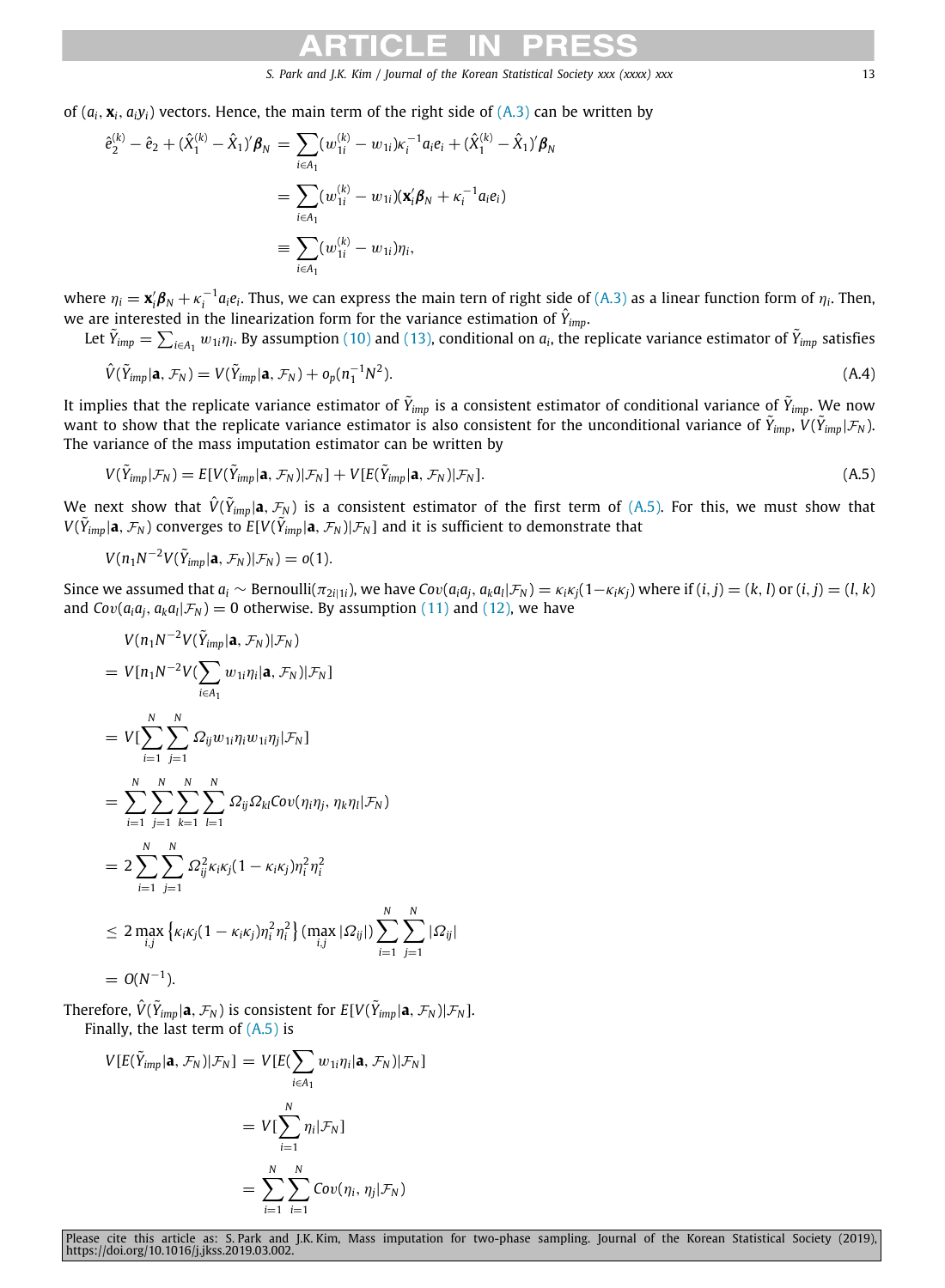of $(a_i, \mathbf{x}_i, a_i y_i)$ vectors. Hence, the main term of the right side of (A.3) can be written by

$$
\begin{aligned}
\hat{e}_2^{(k)} - \hat{e}_2 + (\hat{X}_1^{(k)} - \hat{X}_1)'\boldsymbol{\beta}_N &= \sum_{i \in A_1} (w_{1i}^{(k)} - w_{1i})\kappa_i^{-1} a_i e_i + (\hat{X}_1^{(k)} - \hat{X}_1)'\boldsymbol{\beta}_N \\
&= \sum_{i \in A_1} (w_{1i}^{(k)} - w_{1i})(\mathbf{x}_i'\boldsymbol{\beta}_N + \kappa_i^{-1} a_i e_i) \\
&\equiv \sum_{i \in A_1} (w_{1i}^{(k)} - w_{1i})\eta_i,
\end{aligned}
$$

where $\eta_i = \mathbf{x}_i'\boldsymbol{\beta}_N + \kappa_i^{-1} a_i e_i$. Thus, we can express the main tern of right side of (A.3) as a linear function form of $\eta_i$. Then, we are interested in the linearization form for the variance estimation of $\hat{Y}_{imp}$.

Let $\tilde{Y}_{imp} = \sum_{i \in A_1} w_{1i}\eta_i$. By assumption (10) and (13), conditional on $a_i$, the replicate variance estimator of $\tilde{Y}_{imp}$ satisfies

$$
\hat{V}(\tilde{Y}_{imp} | \mathbf{a}, \mathcal{F}_N) = V(\tilde{Y}_{imp} | \mathbf{a}, \mathcal{F}_N) + o_p(n_1^{-1} N^2). \tag{A.4}
$$

It implies that the replicate variance estimator of $\tilde{Y}_{imp}$ is a consistent estimator of conditional variance of $\tilde{Y}_{imp}$. We now want to show that the replicate variance estimator is also consistent for the unconditional variance of $\tilde{Y}_{imp}$, $V(\tilde{Y}_{imp} | \mathcal{F}_N)$. The variance of the mass imputation estimator can be written by

$$
V(\tilde{Y}_{imp} | \mathcal{F}_N) = E[V(\tilde{Y}_{imp} | \mathbf{a}, \mathcal{F}_N) | \mathcal{F}_N] + V[E(\tilde{Y}_{imp} | \mathbf{a}, \mathcal{F}_N) | \mathcal{F}_N]. \tag{A.5}
$$

We next show that $\hat{V}(\tilde{Y}_{imp} | \mathbf{a}, \mathcal{F}_N)$ is a consistent estimator of the first term of (A.5). For this, we must show that $V(\tilde{Y}_{imp} | \mathbf{a}, \mathcal{F}_N)$ converges to $E[V(\tilde{Y}_{imp} | \mathbf{a}, \mathcal{F}_N) | \mathcal{F}_N]$ and it is sufficient to demonstrate that

$$
V(n_1 N^{-2} V(\tilde{Y}_{imp} | \mathbf{a}, \mathcal{F}_N) | \mathcal{F}_N) = o(1).
$$

Since we assumed that $a_i \sim$ Bernoulli$(\pi_{2i|1i})$, we have $Cov(a_i a_j, a_k a_l | \mathcal{F}_N) = \kappa_i \kappa_j (1 - \kappa_i \kappa_j)$ where if $(i, j) = (k, l)$ or $(i, j) = (l, k)$ and $Cov(a_i a_j, a_k a_l | \mathcal{F}_N) = 0$ otherwise. By assumption (11) and (12), we have

$$
\begin{aligned}
& V(n_1 N^{-2} V(\tilde{Y}_{imp} | \mathbf{a}, \mathcal{F}_N) | \mathcal{F}_N) \\
&= V[n_1 N^{-2} V(\sum_{i \in A_1} w_{1i}\eta_i | \mathbf{a}, \mathcal{F}_N) | \mathcal{F}_N] \\
&= V[\sum_{i=1}^N \sum_{j=1}^N \Omega_{ij} w_{1i}\eta_i w_{1i}\eta_j | \mathcal{F}_N] \\
&= \sum_{i=1}^N \sum_{j=1}^N \sum_{k=1}^N \sum_{l=1}^N \Omega_{ij}\Omega_{kl} Cov(\eta_i \eta_j, \eta_k \eta_l | \mathcal{F}_N) \\
&= 2 \sum_{i=1}^N \sum_{j=1}^N \Omega_{ij}^2 \kappa_i \kappa_j (1 - \kappa_i \kappa_j) \eta_i^2 \eta_i^2 \\
&\leq 2 \max_{i,j} \left\{ \kappa_i \kappa_j (1 - \kappa_i \kappa_j) \eta_i^2 \eta_i^2 \right\} (\max_{i,j} |\Omega_{ij}|) \sum_{i=1}^N \sum_{j=1}^N |\Omega_{ij}| \\
&= O(N^{-1}).
\end{aligned}
$$

Therefore, $\hat{V}(\tilde{Y}_{imp} | \mathbf{a}, \mathcal{F}_N)$ is consistent for $E[V(\tilde{Y}_{imp} | \mathbf{a}, \mathcal{F}_N) | \mathcal{F}_N]$.

Finally, the last term of (A.5) is

$$
\begin{aligned}
V[E(\tilde{Y}_{imp} | \mathbf{a}, \mathcal{F}_N) | \mathcal{F}_N] &= V[E(\sum_{i \in A_1} w_{1i}\eta_i | \mathbf{a}, \mathcal{F}_N) | \mathcal{F}_N] \\
&= V[\sum_{i=1}^N \eta_i | \mathcal{F}_N] \\
&= \sum_{i=1}^N \sum_{i=1}^N Cov(\eta_i, \eta_j | \mathcal{F}_N)
\end{aligned}
$$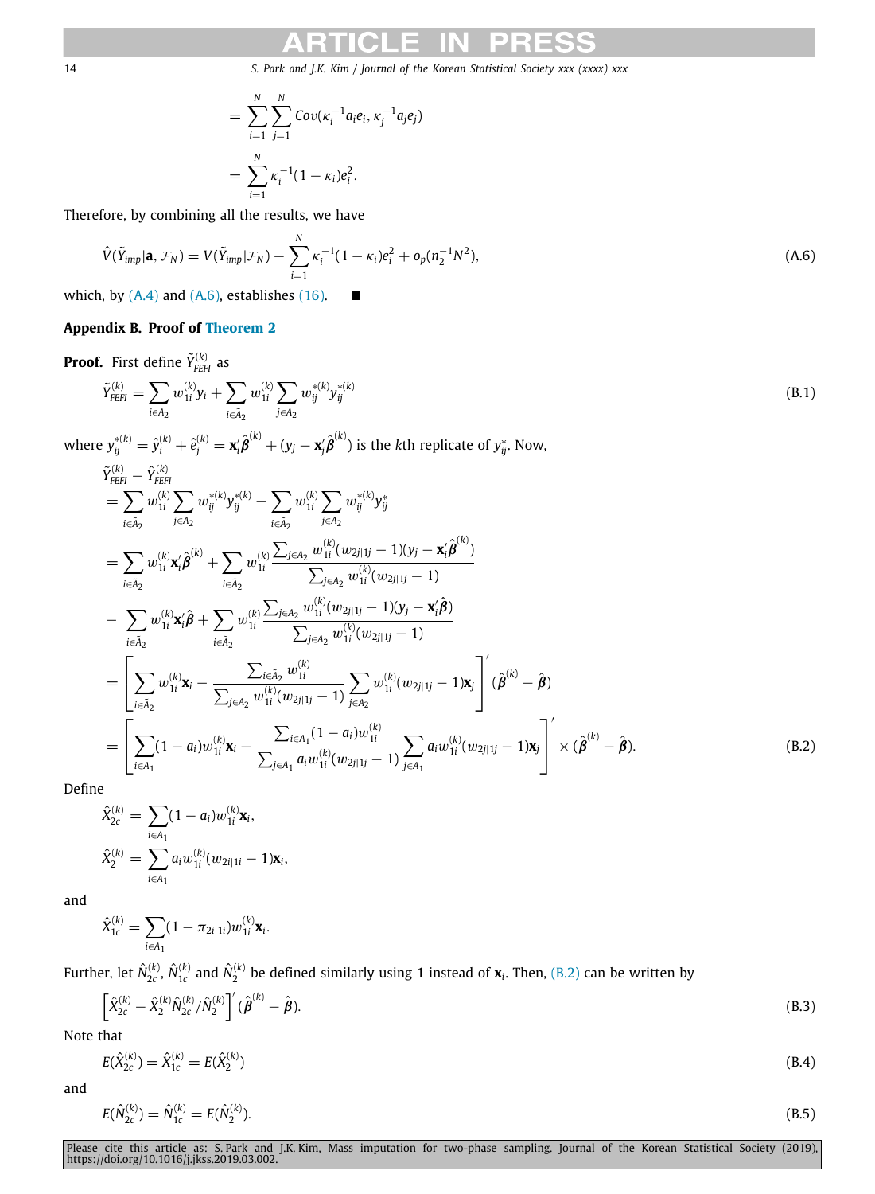$$= \sum_{i=1}^{N}\sum_{j=1}^{N} Cov(\kappa_i^{-1}a_i e_i, \kappa_j^{-1}a_j e_j)$$

$$= \sum_{i=1}^{N} \kappa_i^{-1}(1-\kappa_i)e_i^2.$$

Therefore, by combining all the results, we have

$$\hat{V}(\tilde{Y}_{imp}|\mathbf{a}, \mathcal{F}_N) = V(\tilde{Y}_{imp}|\mathcal{F}_N) - \sum_{i=1}^{N} \kappa_i^{-1}(1-\kappa_i)e_i^2 + o_p(n_2^{-1}N^2), \tag{A.6}$$

which, by (A.4) and (A.6), establishes (16). ■

## Appendix B. Proof of Theorem 2

**Proof.** First define $\tilde{Y}_{FEFI}^{(k)}$ as

$$\tilde{Y}_{FEFI}^{(k)} = \sum_{i\in A_2} w_{1i}^{(k)} y_i + \sum_{i\in \bar{A}_2} w_{1i}^{(k)} \sum_{j\in A_2} w_{ij}^{*(k)} y_{ij}^{*(k)} \tag{B.1}$$

where $y_{ij}^{*(k)} = \hat{y}_i^{(k)} + \hat{e}_j^{(k)} = \mathbf{x}_i'\hat{\boldsymbol{\beta}}^{(k)} + (y_j - \mathbf{x}_j'\hat{\boldsymbol{\beta}}^{(k)})$ is the $k$th replicate of $y_{ij}^*$. Now,

$$\begin{aligned}
&\tilde{Y}_{FEFI}^{(k)} - \hat{Y}_{FEFI}^{(k)} \\
&= \sum_{i\in \bar{A}_2} w_{1i}^{(k)} \sum_{j\in A_2} w_{ij}^{*(k)} y_{ij}^{*(k)} - \sum_{i\in \bar{A}_2} w_{1i}^{(k)} \sum_{j\in A_2} w_{ij}^{*(k)} y_{ij}^{*} \\
&= \sum_{i\in \bar{A}_2} w_{1i}^{(k)} \mathbf{x}_i'\hat{\boldsymbol{\beta}}^{(k)} + \sum_{i\in \bar{A}_2} w_{1i}^{(k)} \frac{\sum_{j\in A_2} w_{1i}^{(k)}(w_{2j|1j}-1)(y_j - \mathbf{x}_i'\hat{\boldsymbol{\beta}}^{(k)})}{\sum_{j\in A_2} w_{1i}^{(k)}(w_{2j|1j}-1)} \\
&\quad - \sum_{i\in \bar{A}_2} w_{1i}^{(k)} \mathbf{x}_i'\hat{\boldsymbol{\beta}} + \sum_{i\in \bar{A}_2} w_{1i}^{(k)} \frac{\sum_{j\in A_2} w_{1i}^{(k)}(w_{2j|1j}-1)(y_j - \mathbf{x}_i'\hat{\boldsymbol{\beta}})}{\sum_{j\in A_2} w_{1i}^{(k)}(w_{2j|1j}-1)} \\
&= \left[\sum_{i\in \bar{A}_2} w_{1i}^{(k)}\mathbf{x}_i - \frac{\sum_{i\in \bar{A}_2} w_{1i}^{(k)}}{\sum_{j\in A_2} w_{1i}^{(k)}(w_{2j|1j}-1)} \sum_{j\in A_2} w_{1i}^{(k)}(w_{2j|1j}-1)\mathbf{x}_j\right]'(\hat{\boldsymbol{\beta}}^{(k)} - \hat{\boldsymbol{\beta}}) \\
&= \left[\sum_{i\in A_1}(1-a_i) w_{1i}^{(k)}\mathbf{x}_i - \frac{\sum_{i\in A_1}(1-a_i) w_{1i}^{(k)}}{\sum_{j\in A_1} a_j w_{1i}^{(k)}(w_{2j|1j}-1)} \sum_{j\in A_1} a_j w_{1i}^{(k)}(w_{2j|1j}-1)\mathbf{x}_j\right]' \times (\hat{\boldsymbol{\beta}}^{(k)} - \hat{\boldsymbol{\beta}}).
\end{aligned} \tag{B.2}$$

Define

$$\hat{X}_{2c}^{(k)} = \sum_{i\in A_1}(1-a_i)w_{1i}^{(k)}\mathbf{x}_i,$$

$$\hat{X}_{2}^{(k)} = \sum_{i\in A_1} a_i w_{1i}^{(k)}(w_{2i|1i}-1)\mathbf{x}_i,$$

and

$$\hat{X}_{1c}^{(k)} = \sum_{i\in A_1}(1-\pi_{2i|1i})w_{1i}^{(k)}\mathbf{x}_i.$$

Further, let $\hat{N}_{2c}^{(k)}$, $\hat{N}_{1c}^{(k)}$ and $\hat{N}_{2}^{(k)}$ be defined similarly using 1 instead of $\mathbf{x}_i$. Then, (B.2) can be written by

$$\left[\hat{X}_{2c}^{(k)} - \hat{X}_{2}^{(k)}\hat{N}_{2c}^{(k)}/\hat{N}_{2}^{(k)}\right]'(\hat{\boldsymbol{\beta}}^{(k)} - \hat{\boldsymbol{\beta}}). \tag{B.3}$$

Note that

$$E(\hat{X}_{2c}^{(k)}) = \hat{X}_{1c}^{(k)} = E(\hat{X}_{2}^{(k)}) \tag{B.4}$$

and

$$E(\hat{N}_{2c}^{(k)}) = \hat{N}_{1c}^{(k)} = E(\hat{N}_{2}^{(k)}). \tag{B.5}$$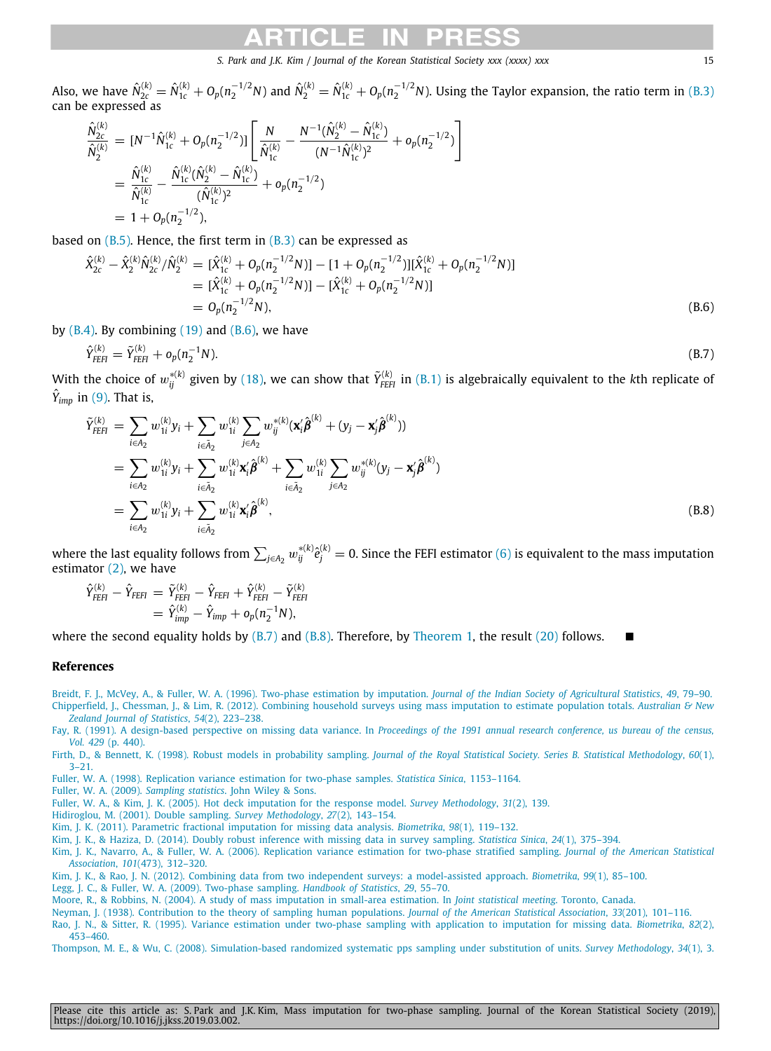Also, we have $\hat{N}_{2c}^{(k)} = \hat{N}_{1c}^{(k)} + O_p(n_2^{-1/2}N)$ and $\hat{N}_2^{(k)} = \hat{N}_{1c}^{(k)} + O_p(n_2^{-1/2}N)$. Using the Taylor expansion, the ratio term in (B.3) can be expressed as

$$
\begin{aligned}
\frac{\hat{N}_{2c}^{(k)}}{\hat{N}_2^{(k)}} &= [N^{-1}\hat{N}_{1c}^{(k)} + O_p(n_2^{-1/2})]\left[\frac{N}{\hat{N}_{1c}^{(k)}} - \frac{N^{-1}(\hat{N}_2^{(k)} - \hat{N}_{1c}^{(k)})}{(N^{-1}\hat{N}_{1c}^{(k)})^2} + o_p(n_2^{-1/2})\right] \\
&= \frac{\hat{N}_{1c}^{(k)}}{\hat{N}_{1c}^{(k)}} - \frac{\hat{N}_{1c}^{(k)}(\hat{N}_2^{(k)} - \hat{N}_{1c}^{(k)})}{(\hat{N}_{1c}^{(k)})^2} + o_p(n_2^{-1/2}) \\
&= 1 + O_p(n_2^{-1/2}),
\end{aligned}
$$

based on (B.5). Hence, the first term in (B.3) can be expressed as

$$
\begin{aligned}
\hat{X}_{2c}^{(k)} - \hat{X}_2^{(k)}\hat{N}_{2c}^{(k)}/\hat{N}_2^{(k)} &= [\hat{X}_{1c}^{(k)} + O_p(n_2^{-1/2}N)] - [1 + O_p(n_2^{-1/2})][\hat{X}_{1c}^{(k)} + O_p(n_2^{-1/2}N)] \\
&= [\hat{X}_{1c}^{(k)} + O_p(n_2^{-1/2}N)] - [\hat{X}_{1c}^{(k)} + O_p(n_2^{-1/2}N)] \\
&= O_p(n_2^{-1/2}N),
\end{aligned}
\tag{B.6}
$$

by (B.4). By combining (19) and (B.6), we have

$$
\hat{Y}_{FEFI}^{(k)} = \tilde{Y}_{FEFI}^{(k)} + o_p(n_2^{-1}N). \tag{B.7}
$$

With the choice of $w_{ij}^{*(k)}$ given by (18), we can show that $\tilde{Y}_{FEFI}^{(k)}$ in (B.1) is algebraically equivalent to the $k$th replicate of $\hat{Y}_{imp}$ in (9). That is,

$$
\begin{aligned}
\tilde{Y}_{FEFI}^{(k)} &= \sum_{i\in A_2} w_{1i}^{(k)} y_i + \sum_{i\in \bar{A}_2} w_{1i}^{(k)} \sum_{j\in A_2} w_{ij}^{*(k)}(\mathbf{x}_i'\hat{\boldsymbol{\beta}}^{(k)} + (y_j - \mathbf{x}_j'\hat{\boldsymbol{\beta}}^{(k)})) \\
&= \sum_{i\in A_2} w_{1i}^{(k)} y_i + \sum_{i\in \bar{A}_2} w_{1i}^{(k)}\mathbf{x}_i'\hat{\boldsymbol{\beta}}^{(k)} + \sum_{i\in \bar{A}_2} w_{1i}^{(k)} \sum_{j\in A_2} w_{ij}^{*(k)}(y_j - \mathbf{x}_j'\hat{\boldsymbol{\beta}}^{(k)}) \\
&= \sum_{i\in A_2} w_{1i}^{(k)} y_i + \sum_{i\in \bar{A}_2} w_{1i}^{(k)}\mathbf{x}_i'\hat{\boldsymbol{\beta}}^{(k)},
\end{aligned}
\tag{B.8}
$$

where the last equality follows from $\sum_{j\in A_2} w_{ij}^{*(k)}\hat{e}_j^{(k)} = 0$. Since the FEFI estimator (6) is equivalent to the mass imputation estimator (2), we have

$$
\begin{aligned}
\hat{Y}_{FEFI}^{(k)} - \hat{Y}_{FEFI} &= \tilde{Y}_{FEFI}^{(k)} - \hat{Y}_{FEFI} + \hat{Y}_{FEFI}^{(k)} - \tilde{Y}_{FEFI}^{(k)} \\
&= \hat{Y}_{imp}^{(k)} - \hat{Y}_{imp} + o_p(n_2^{-1}N),
\end{aligned}
$$

where the second equality holds by (B.7) and (B.8). Therefore, by Theorem 1, the result (20) follows. ■

## References

Breidt, F. J., McVey, A., & Fuller, W. A. (1996). Two-phase estimation by imputation. *Journal of the Indian Society of Agricultural Statistics*, *49*, 79–90.

Chipperfield, J., Chessman, J., & Lim, R. (2012). Combining household surveys using mass imputation to estimate population totals. *Australian & New Zealand Journal of Statistics*, *54*(2), 223–238.

Fay, R. (1991). A design-based perspective on missing data variance. In *Proceedings of the 1991 annual research conference, us bureau of the census, Vol. 429* (p. 440).

Firth, D., & Bennett, K. (1998). Robust models in probability sampling. *Journal of the Royal Statistical Society. Series B. Statistical Methodology*, *60*(1), 3–21.

Fuller, W. A. (1998). Replication variance estimation for two-phase samples. *Statistica Sinica*, 1153–1164.

Fuller, W. A. (2009). *Sampling statistics*. John Wiley & Sons.

Fuller, W. A., & Kim, J. K. (2005). Hot deck imputation for the response model. *Survey Methodology*, *31*(2), 139.

Hidiroglou, M. (2001). Double sampling. *Survey Methodology*, *27*(2), 143–154.

Kim, J. K. (2011). Parametric fractional imputation for missing data analysis. *Biometrika*, *98*(1), 119–132.

Kim, J. K., & Haziza, D. (2014). Doubly robust inference with missing data in survey sampling. *Statistica Sinica*, *24*(1), 375–394.

Kim, J. K., Navarro, A., & Fuller, W. A. (2006). Replication variance estimation for two-phase stratified sampling. *Journal of the American Statistical Association*, *101*(473), 312–320.

Kim, J. K., & Rao, J. N. (2012). Combining data from two independent surveys: a model-assisted approach. *Biometrika*, *99*(1), 85–100.

Legg, J. C., & Fuller, W. A. (2009). Two-phase sampling. *Handbook of Statistics*, *29*, 55–70.

Moore, R., & Robbins, N. (2004). A study of mass imputation in small-area estimation. In *Joint statistical meeting*. Toronto, Canada.

Neyman, J. (1938). Contribution to the theory of sampling human populations. *Journal of the American Statistical Association*, *33*(201), 101–116.

Rao, J. N., & Sitter, R. (1995). Variance estimation under two-phase sampling with application to imputation for missing data. *Biometrika*, *82*(2), 453–460.

Thompson, M. E., & Wu, C. (2008). Simulation-based randomized systematic pps sampling under substitution of units. *Survey Methodology*, *34*(1), 3.